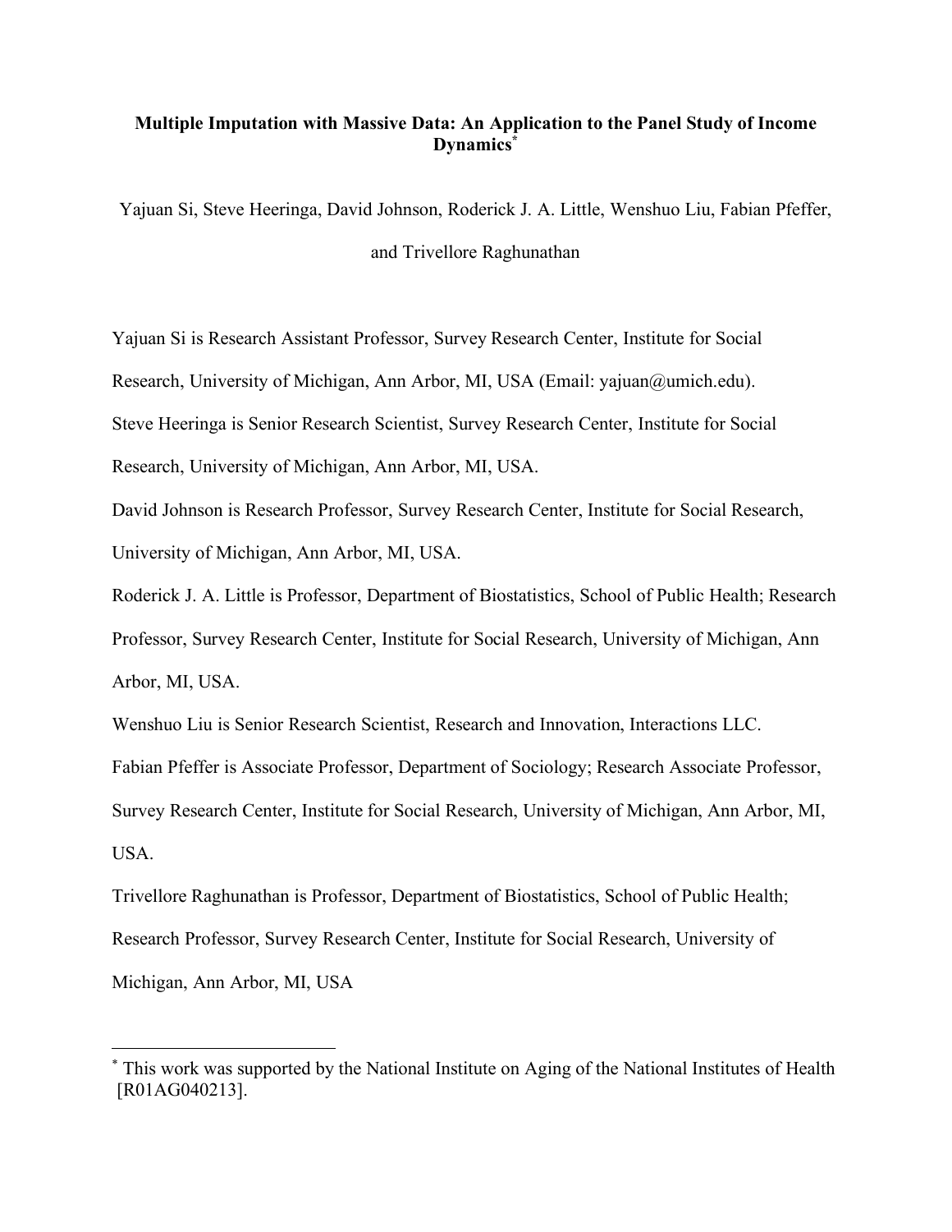# Multiple Imputation with Massive Data: An Application to the Panel Study of Income Dynamics*

Yajuan Si, Steve Heeringa, David Johnson, Roderick J. A. Little, Wenshuo Liu, Fabian Pfeffer, and Trivellore Raghunathan

Yajuan Si is Research Assistant Professor, Survey Research Center, Institute for Social Research, University of Michigan, Ann Arbor, MI, USA (Email: yajuan@umich.edu).

Steve Heeringa is Senior Research Scientist, Survey Research Center, Institute for Social Research, University of Michigan, Ann Arbor, MI, USA.

David Johnson is Research Professor, Survey Research Center, Institute for Social Research, University of Michigan, Ann Arbor, MI, USA.

Roderick J. A. Little is Professor, Department of Biostatistics, School of Public Health; Research Professor, Survey Research Center, Institute for Social Research, University of Michigan, Ann Arbor, MI, USA.

Wenshuo Liu is Senior Research Scientist, Research and Innovation, Interactions LLC.

Fabian Pfeffer is Associate Professor, Department of Sociology; Research Associate Professor, Survey Research Center, Institute for Social Research, University of Michigan, Ann Arbor, MI, USA.

Trivellore Raghunathan is Professor, Department of Biostatistics, School of Public Health; Research Professor, Survey Research Center, Institute for Social Research, University of Michigan, Ann Arbor, MI, USA

---

* This work was supported by the National Institute on Aging of the National Institutes of Health [R01AG040213].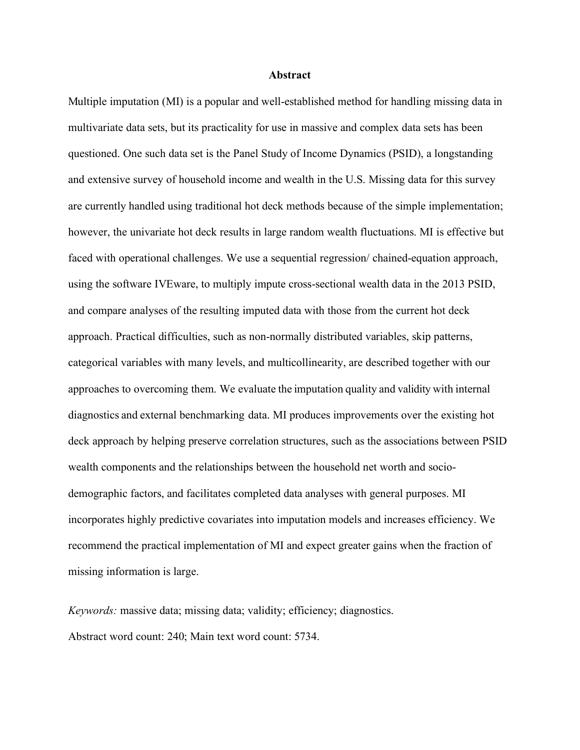## Abstract

Multiple imputation (MI) is a popular and well-established method for handling missing data in multivariate data sets, but its practicality for use in massive and complex data sets has been questioned. One such data set is the Panel Study of Income Dynamics (PSID), a longstanding and extensive survey of household income and wealth in the U.S. Missing data for this survey are currently handled using traditional hot deck methods because of the simple implementation; however, the univariate hot deck results in large random wealth fluctuations. MI is effective but faced with operational challenges. We use a sequential regression/ chained-equation approach, using the software IVEware, to multiply impute cross-sectional wealth data in the 2013 PSID, and compare analyses of the resulting imputed data with those from the current hot deck approach. Practical difficulties, such as non-normally distributed variables, skip patterns, categorical variables with many levels, and multicollinearity, are described together with our approaches to overcoming them. We evaluate the imputation quality and validity with internal diagnostics and external benchmarking data. MI produces improvements over the existing hot deck approach by helping preserve correlation structures, such as the associations between PSID wealth components and the relationships between the household net worth and socio-demographic factors, and facilitates completed data analyses with general purposes. MI incorporates highly predictive covariates into imputation models and increases efficiency. We recommend the practical implementation of MI and expect greater gains when the fraction of missing information is large.

*Keywords:* massive data; missing data; validity; efficiency; diagnostics.

Abstract word count: 240; Main text word count: 5734.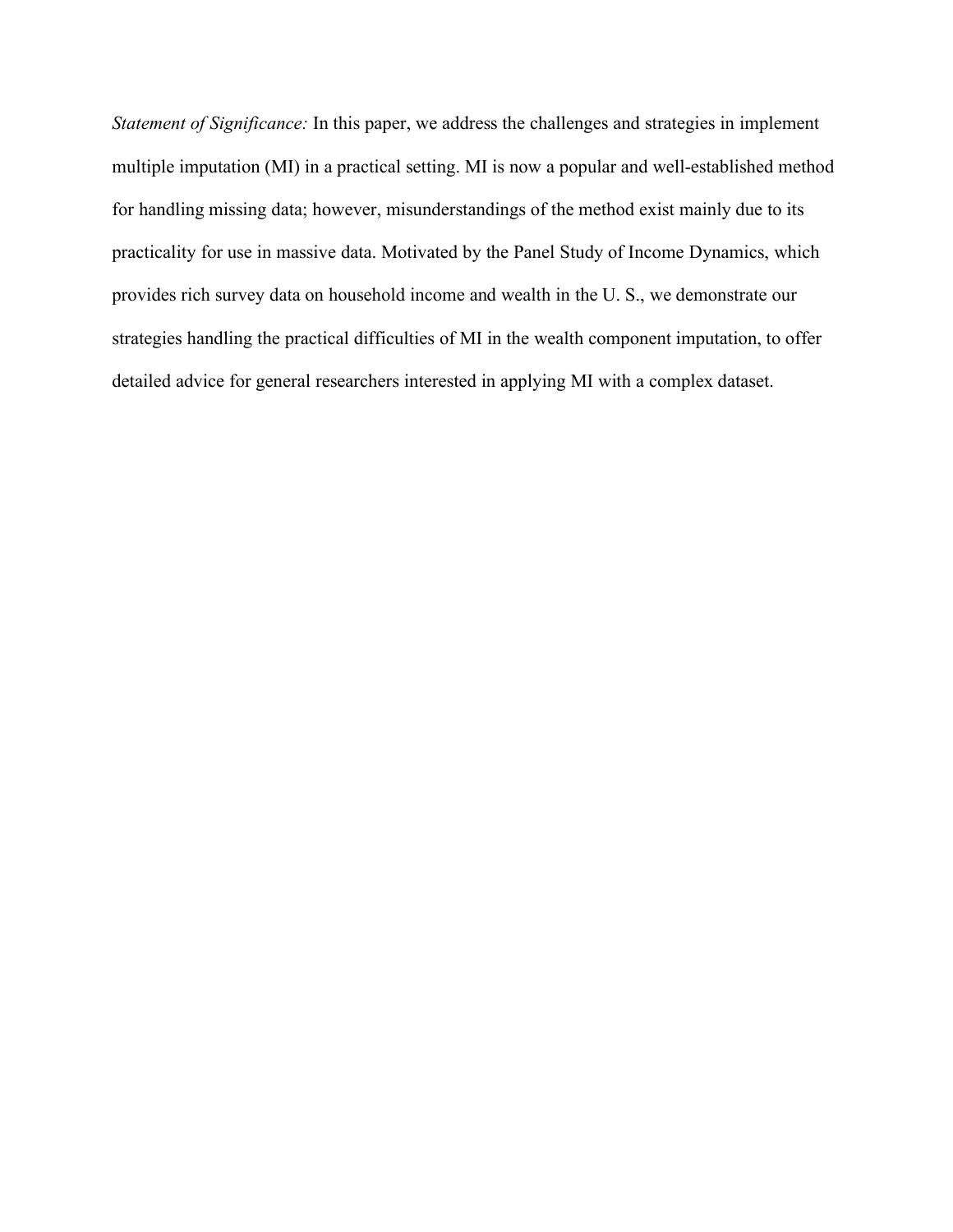*Statement of Significance:* In this paper, we address the challenges and strategies in implement multiple imputation (MI) in a practical setting. MI is now a popular and well-established method for handling missing data; however, misunderstandings of the method exist mainly due to its practicality for use in massive data. Motivated by the Panel Study of Income Dynamics, which provides rich survey data on household income and wealth in the U. S., we demonstrate our strategies handling the practical difficulties of MI in the wealth component imputation, to offer detailed advice for general researchers interested in applying MI with a complex dataset.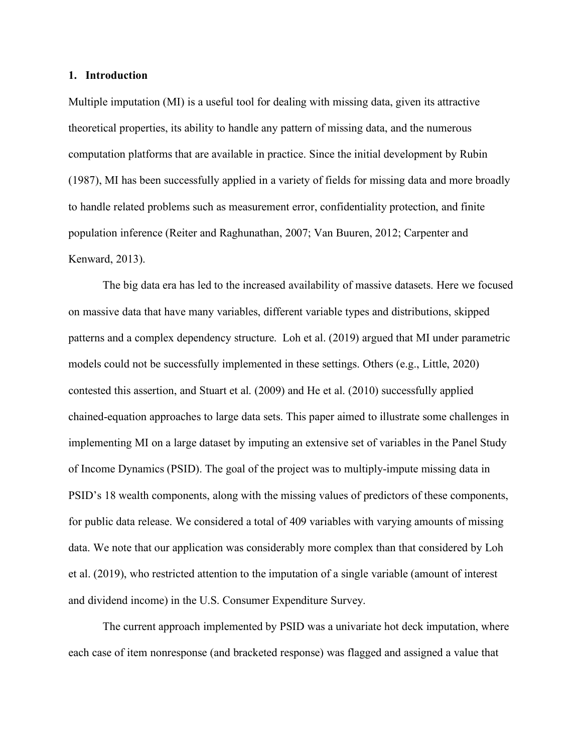## 1. Introduction

Multiple imputation (MI) is a useful tool for dealing with missing data, given its attractive theoretical properties, its ability to handle any pattern of missing data, and the numerous computation platforms that are available in practice. Since the initial development by Rubin (1987), MI has been successfully applied in a variety of fields for missing data and more broadly to handle related problems such as measurement error, confidentiality protection, and finite population inference (Reiter and Raghunathan, 2007; Van Buuren, 2012; Carpenter and Kenward, 2013).

The big data era has led to the increased availability of massive datasets. Here we focused on massive data that have many variables, different variable types and distributions, skipped patterns and a complex dependency structure. Loh et al. (2019) argued that MI under parametric models could not be successfully implemented in these settings. Others (e.g., Little, 2020) contested this assertion, and Stuart et al. (2009) and He et al. (2010) successfully applied chained-equation approaches to large data sets. This paper aimed to illustrate some challenges in implementing MI on a large dataset by imputing an extensive set of variables in the Panel Study of Income Dynamics (PSID). The goal of the project was to multiply-impute missing data in PSID's 18 wealth components, along with the missing values of predictors of these components, for public data release. We considered a total of 409 variables with varying amounts of missing data. We note that our application was considerably more complex than that considered by Loh et al. (2019), who restricted attention to the imputation of a single variable (amount of interest and dividend income) in the U.S. Consumer Expenditure Survey.

The current approach implemented by PSID was a univariate hot deck imputation, where each case of item nonresponse (and bracketed response) was flagged and assigned a value that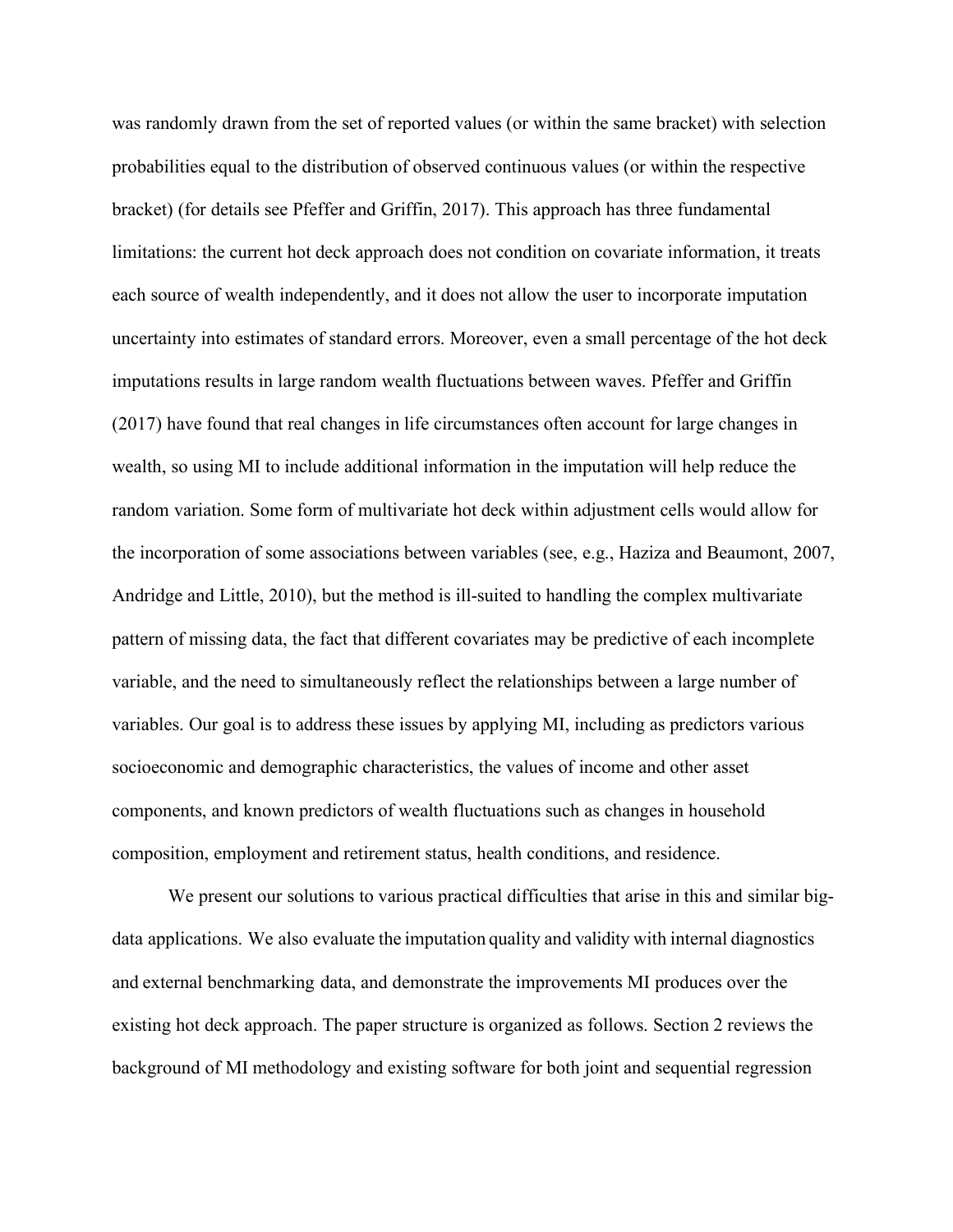was randomly drawn from the set of reported values (or within the same bracket) with selection probabilities equal to the distribution of observed continuous values (or within the respective bracket) (for details see Pfeffer and Griffin, 2017). This approach has three fundamental limitations: the current hot deck approach does not condition on covariate information, it treats each source of wealth independently, and it does not allow the user to incorporate imputation uncertainty into estimates of standard errors. Moreover, even a small percentage of the hot deck imputations results in large random wealth fluctuations between waves. Pfeffer and Griffin (2017) have found that real changes in life circumstances often account for large changes in wealth, so using MI to include additional information in the imputation will help reduce the random variation. Some form of multivariate hot deck within adjustment cells would allow for the incorporation of some associations between variables (see, e.g., Haziza and Beaumont, 2007, Andridge and Little, 2010), but the method is ill-suited to handling the complex multivariate pattern of missing data, the fact that different covariates may be predictive of each incomplete variable, and the need to simultaneously reflect the relationships between a large number of variables. Our goal is to address these issues by applying MI, including as predictors various socioeconomic and demographic characteristics, the values of income and other asset components, and known predictors of wealth fluctuations such as changes in household composition, employment and retirement status, health conditions, and residence.

We present our solutions to various practical difficulties that arise in this and similar big-data applications. We also evaluate the imputation quality and validity with internal diagnostics and external benchmarking data, and demonstrate the improvements MI produces over the existing hot deck approach. The paper structure is organized as follows. Section 2 reviews the background of MI methodology and existing software for both joint and sequential regression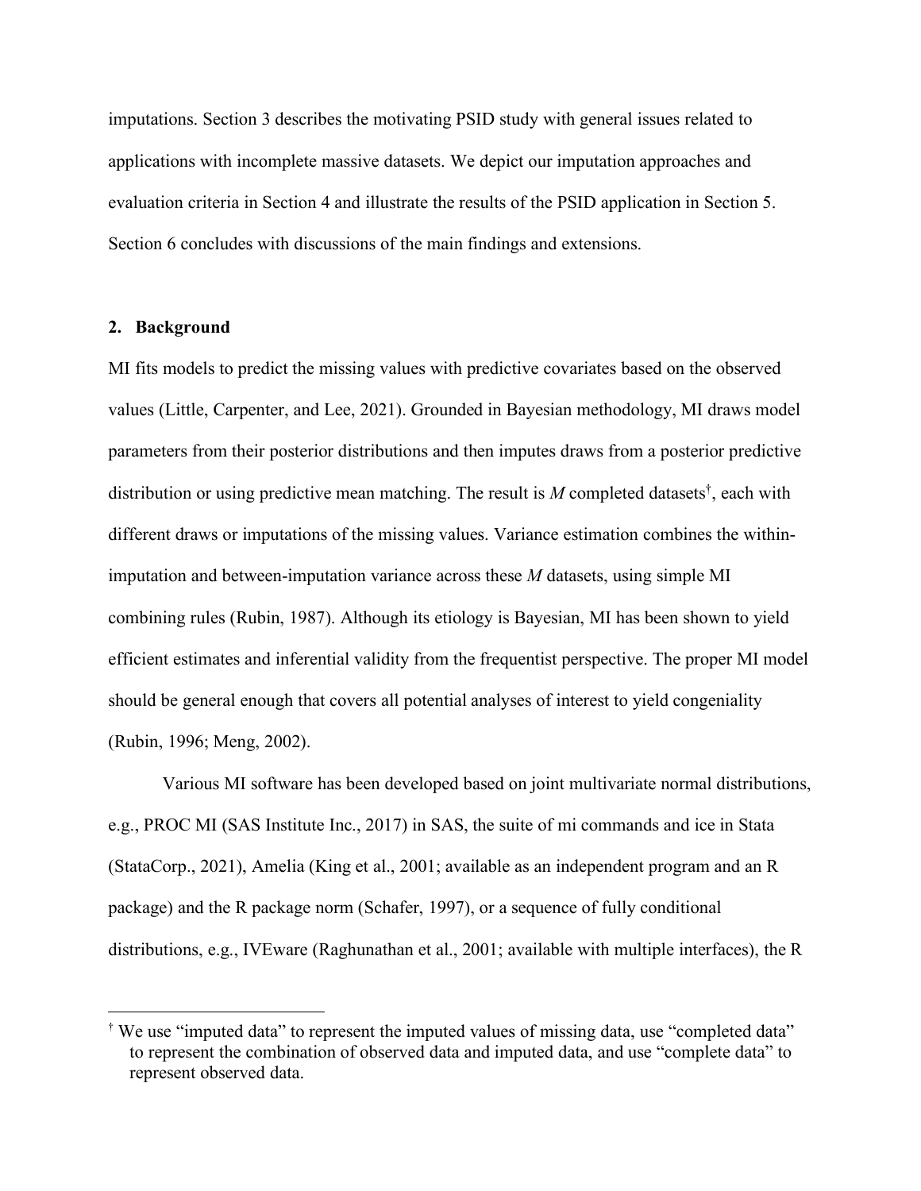imputations. Section 3 describes the motivating PSID study with general issues related to applications with incomplete massive datasets. We depict our imputation approaches and evaluation criteria in Section 4 and illustrate the results of the PSID application in Section 5. Section 6 concludes with discussions of the main findings and extensions.

## 2. Background

MI fits models to predict the missing values with predictive covariates based on the observed values (Little, Carpenter, and Lee, 2021). Grounded in Bayesian methodology, MI draws model parameters from their posterior distributions and then imputes draws from a posterior predictive distribution or using predictive mean matching. The result is *M* completed datasets[†], each with different draws or imputations of the missing values. Variance estimation combines the within-imputation and between-imputation variance across these *M* datasets, using simple MI combining rules (Rubin, 1987). Although its etiology is Bayesian, MI has been shown to yield efficient estimates and inferential validity from the frequentist perspective. The proper MI model should be general enough that covers all potential analyses of interest to yield congeniality (Rubin, 1996; Meng, 2002).

Various MI software has been developed based on joint multivariate normal distributions, e.g., PROC MI (SAS Institute Inc., 2017) in SAS, the suite of mi commands and ice in Stata (StataCorp., 2021), Amelia (King et al., 2001; available as an independent program and an R package) and the R package norm (Schafer, 1997), or a sequence of fully conditional distributions, e.g., IVEware (Raghunathan et al., 2001; available with multiple interfaces), the R

[†] We use "imputed data" to represent the imputed values of missing data, use "completed data" to represent the combination of observed data and imputed data, and use "complete data" to represent observed data.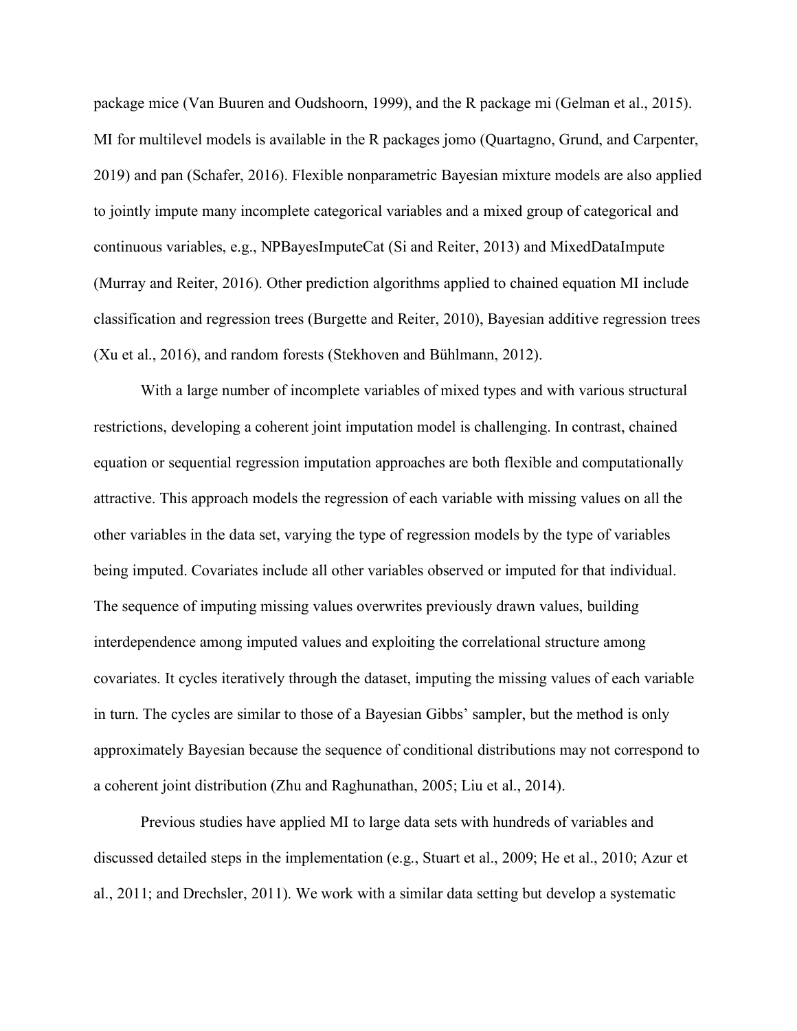package mice (Van Buuren and Oudshoorn, 1999), and the R package mi (Gelman et al., 2015). MI for multilevel models is available in the R packages jomo (Quartagno, Grund, and Carpenter, 2019) and pan (Schafer, 2016). Flexible nonparametric Bayesian mixture models are also applied to jointly impute many incomplete categorical variables and a mixed group of categorical and continuous variables, e.g., NPBayesImputeCat (Si and Reiter, 2013) and MixedDataImpute (Murray and Reiter, 2016). Other prediction algorithms applied to chained equation MI include classification and regression trees (Burgette and Reiter, 2010), Bayesian additive regression trees (Xu et al., 2016), and random forests (Stekhoven and Bühlmann, 2012).

With a large number of incomplete variables of mixed types and with various structural restrictions, developing a coherent joint imputation model is challenging. In contrast, chained equation or sequential regression imputation approaches are both flexible and computationally attractive. This approach models the regression of each variable with missing values on all the other variables in the data set, varying the type of regression models by the type of variables being imputed. Covariates include all other variables observed or imputed for that individual. The sequence of imputing missing values overwrites previously drawn values, building interdependence among imputed values and exploiting the correlational structure among covariates. It cycles iteratively through the dataset, imputing the missing values of each variable in turn. The cycles are similar to those of a Bayesian Gibbs' sampler, but the method is only approximately Bayesian because the sequence of conditional distributions may not correspond to a coherent joint distribution (Zhu and Raghunathan, 2005; Liu et al., 2014).

Previous studies have applied MI to large data sets with hundreds of variables and discussed detailed steps in the implementation (e.g., Stuart et al., 2009; He et al., 2010; Azur et al., 2011; and Drechsler, 2011). We work with a similar data setting but develop a systematic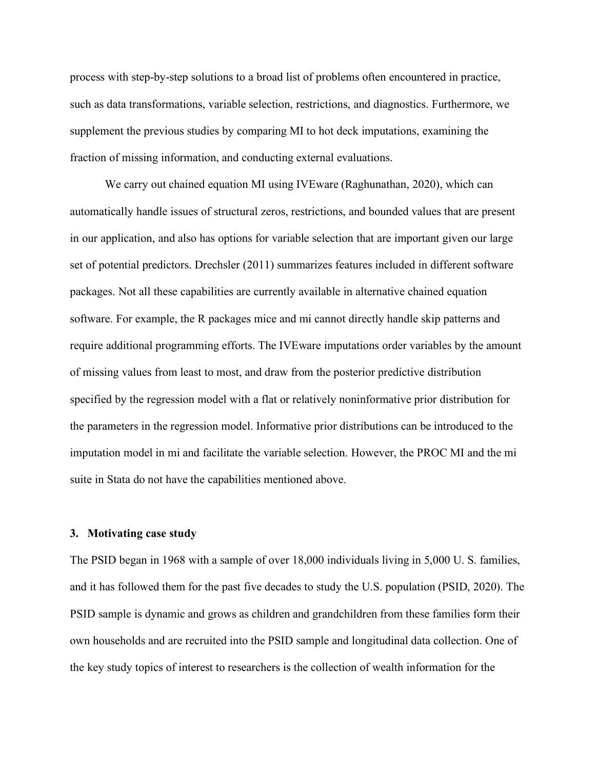process with step-by-step solutions to a broad list of problems often encountered in practice, such as data transformations, variable selection, restrictions, and diagnostics. Furthermore, we supplement the previous studies by comparing MI to hot deck imputations, examining the fraction of missing information, and conducting external evaluations.

We carry out chained equation MI using IVEware (Raghunathan, 2020), which can automatically handle issues of structural zeros, restrictions, and bounded values that are present in our application, and also has options for variable selection that are important given our large set of potential predictors. Drechsler (2011) summarizes features included in different software packages. Not all these capabilities are currently available in alternative chained equation software. For example, the R packages mice and mi cannot directly handle skip patterns and require additional programming efforts. The IVEware imputations order variables by the amount of missing values from least to most, and draw from the posterior predictive distribution specified by the regression model with a flat or relatively noninformative prior distribution for the parameters in the regression model. Informative prior distributions can be introduced to the imputation model in mi and facilitate the variable selection. However, the PROC MI and the mi suite in Stata do not have the capabilities mentioned above.

## 3. Motivating case study

The PSID began in 1968 with a sample of over 18,000 individuals living in 5,000 U. S. families, and it has followed them for the past five decades to study the U.S. population (PSID, 2020). The PSID sample is dynamic and grows as children and grandchildren from these families form their own households and are recruited into the PSID sample and longitudinal data collection. One of the key study topics of interest to researchers is the collection of wealth information for the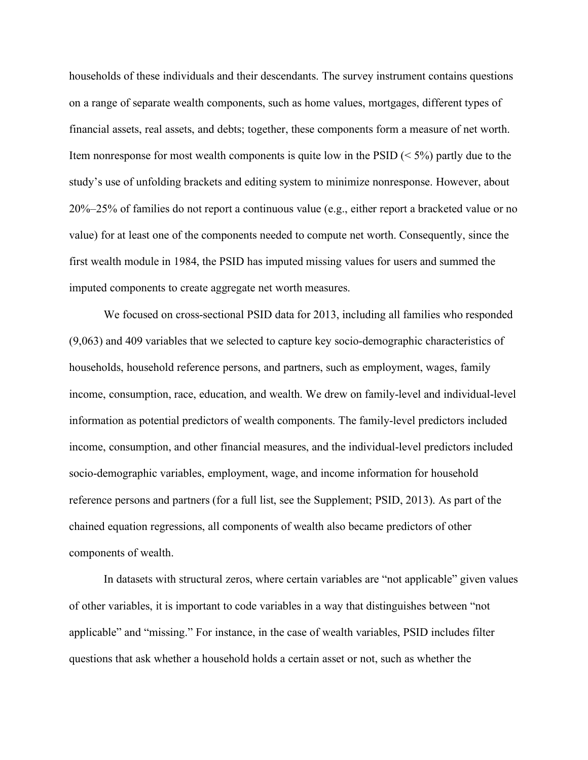households of these individuals and their descendants. The survey instrument contains questions on a range of separate wealth components, such as home values, mortgages, different types of financial assets, real assets, and debts; together, these components form a measure of net worth. Item nonresponse for most wealth components is quite low in the PSID (< 5%) partly due to the study's use of unfolding brackets and editing system to minimize nonresponse. However, about 20%–25% of families do not report a continuous value (e.g., either report a bracketed value or no value) for at least one of the components needed to compute net worth. Consequently, since the first wealth module in 1984, the PSID has imputed missing values for users and summed the imputed components to create aggregate net worth measures.

We focused on cross-sectional PSID data for 2013, including all families who responded (9,063) and 409 variables that we selected to capture key socio-demographic characteristics of households, household reference persons, and partners, such as employment, wages, family income, consumption, race, education, and wealth. We drew on family-level and individual-level information as potential predictors of wealth components. The family-level predictors included income, consumption, and other financial measures, and the individual-level predictors included socio-demographic variables, employment, wage, and income information for household reference persons and partners (for a full list, see the Supplement; PSID, 2013). As part of the chained equation regressions, all components of wealth also became predictors of other components of wealth.

In datasets with structural zeros, where certain variables are "not applicable" given values of other variables, it is important to code variables in a way that distinguishes between "not applicable" and "missing." For instance, in the case of wealth variables, PSID includes filter questions that ask whether a household holds a certain asset or not, such as whether the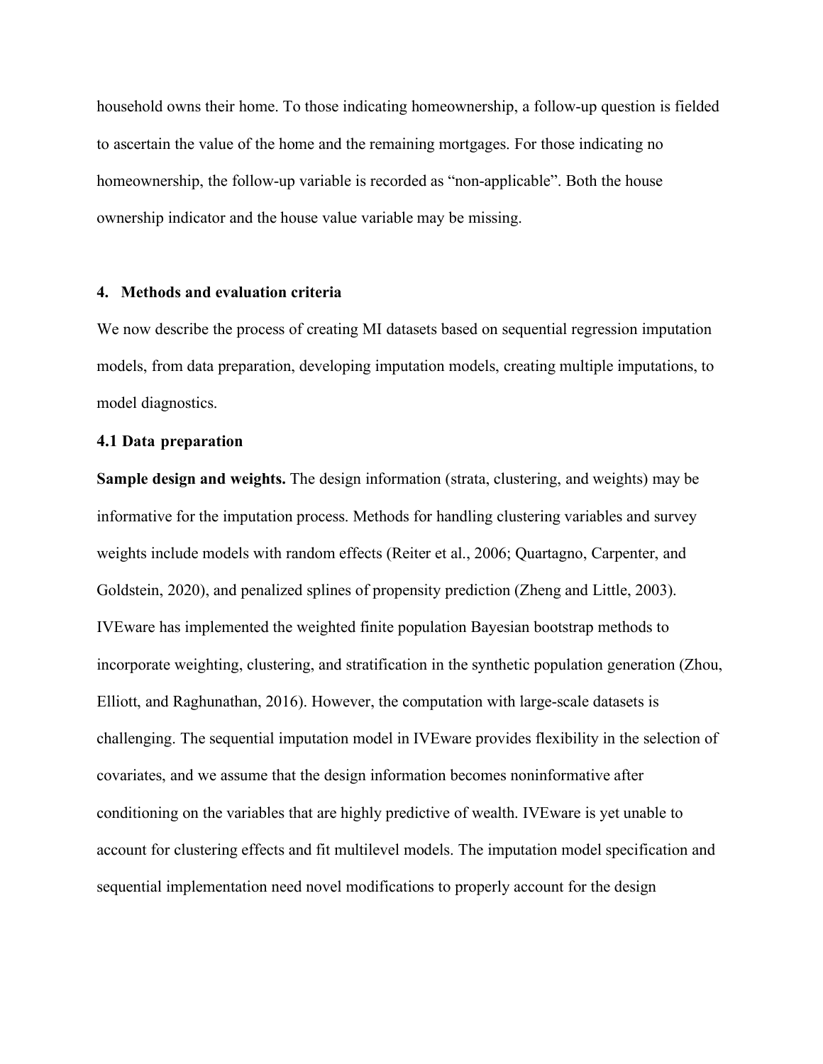household owns their home. To those indicating homeownership, a follow-up question is fielded to ascertain the value of the home and the remaining mortgages. For those indicating no homeownership, the follow-up variable is recorded as "non-applicable". Both the house ownership indicator and the house value variable may be missing.

## 4. Methods and evaluation criteria

We now describe the process of creating MI datasets based on sequential regression imputation models, from data preparation, developing imputation models, creating multiple imputations, to model diagnostics.

### 4.1 Data preparation

**Sample design and weights.** The design information (strata, clustering, and weights) may be informative for the imputation process. Methods for handling clustering variables and survey weights include models with random effects (Reiter et al., 2006; Quartagno, Carpenter, and Goldstein, 2020), and penalized splines of propensity prediction (Zheng and Little, 2003). IVEware has implemented the weighted finite population Bayesian bootstrap methods to incorporate weighting, clustering, and stratification in the synthetic population generation (Zhou, Elliott, and Raghunathan, 2016). However, the computation with large-scale datasets is challenging. The sequential imputation model in IVEware provides flexibility in the selection of covariates, and we assume that the design information becomes noninformative after conditioning on the variables that are highly predictive of wealth. IVEware is yet unable to account for clustering effects and fit multilevel models. The imputation model specification and sequential implementation need novel modifications to properly account for the design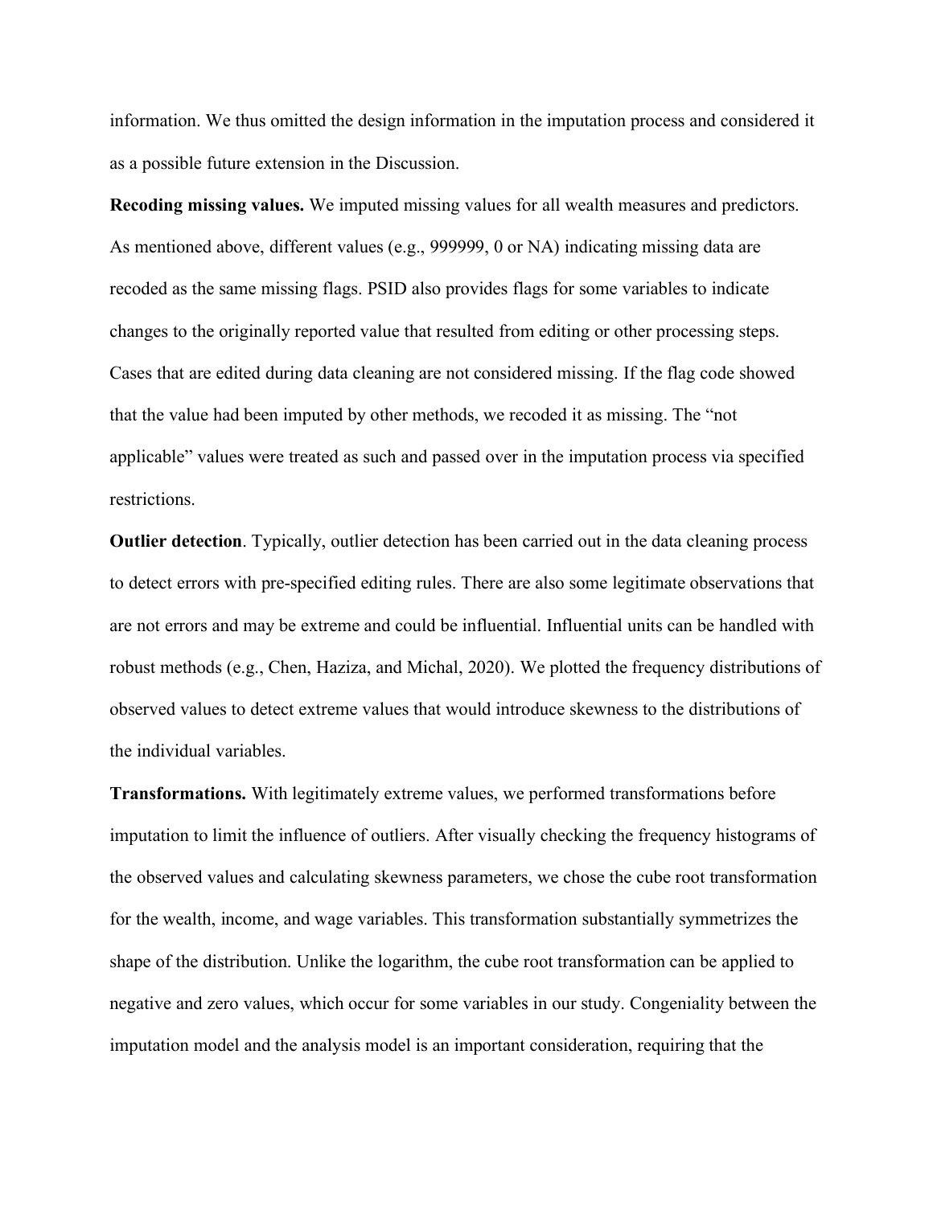information. We thus omitted the design information in the imputation process and considered it as a possible future extension in the Discussion.

**Recoding missing values.** We imputed missing values for all wealth measures and predictors. As mentioned above, different values (e.g., 999999, 0 or NA) indicating missing data are recoded as the same missing flags. PSID also provides flags for some variables to indicate changes to the originally reported value that resulted from editing or other processing steps. Cases that are edited during data cleaning are not considered missing. If the flag code showed that the value had been imputed by other methods, we recoded it as missing. The "not applicable" values were treated as such and passed over in the imputation process via specified restrictions.

**Outlier detection**. Typically, outlier detection has been carried out in the data cleaning process to detect errors with pre-specified editing rules. There are also some legitimate observations that are not errors and may be extreme and could be influential. Influential units can be handled with robust methods (e.g., Chen, Haziza, and Michal, 2020). We plotted the frequency distributions of observed values to detect extreme values that would introduce skewness to the distributions of the individual variables.

**Transformations.** With legitimately extreme values, we performed transformations before imputation to limit the influence of outliers. After visually checking the frequency histograms of the observed values and calculating skewness parameters, we chose the cube root transformation for the wealth, income, and wage variables. This transformation substantially symmetrizes the shape of the distribution. Unlike the logarithm, the cube root transformation can be applied to negative and zero values, which occur for some variables in our study. Congeniality between the imputation model and the analysis model is an important consideration, requiring that the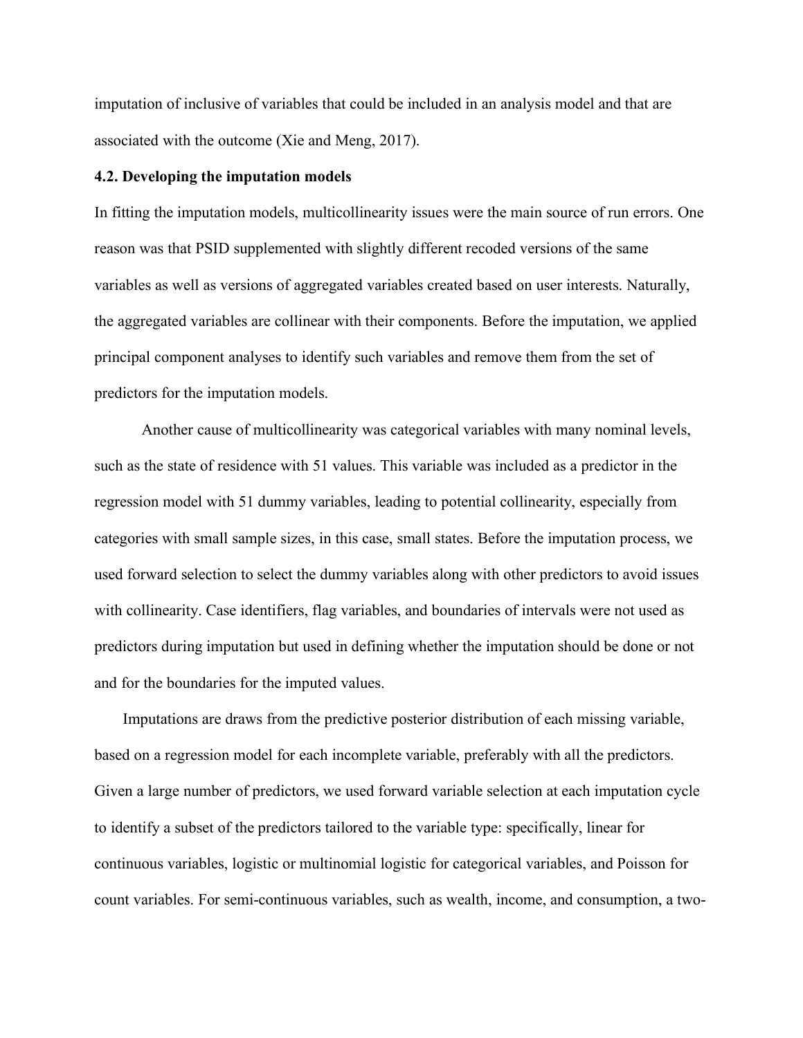imputation of inclusive of variables that could be included in an analysis model and that are associated with the outcome (Xie and Meng, 2017).

### 4.2. Developing the imputation models

In fitting the imputation models, multicollinearity issues were the main source of run errors. One reason was that PSID supplemented with slightly different recoded versions of the same variables as well as versions of aggregated variables created based on user interests. Naturally, the aggregated variables are collinear with their components. Before the imputation, we applied principal component analyses to identify such variables and remove them from the set of predictors for the imputation models.

Another cause of multicollinearity was categorical variables with many nominal levels, such as the state of residence with 51 values. This variable was included as a predictor in the regression model with 51 dummy variables, leading to potential collinearity, especially from categories with small sample sizes, in this case, small states. Before the imputation process, we used forward selection to select the dummy variables along with other predictors to avoid issues with collinearity. Case identifiers, flag variables, and boundaries of intervals were not used as predictors during imputation but used in defining whether the imputation should be done or not and for the boundaries for the imputed values.

Imputations are draws from the predictive posterior distribution of each missing variable, based on a regression model for each incomplete variable, preferably with all the predictors. Given a large number of predictors, we used forward variable selection at each imputation cycle to identify a subset of the predictors tailored to the variable type: specifically, linear for continuous variables, logistic or multinomial logistic for categorical variables, and Poisson for count variables. For semi-continuous variables, such as wealth, income, and consumption, a two-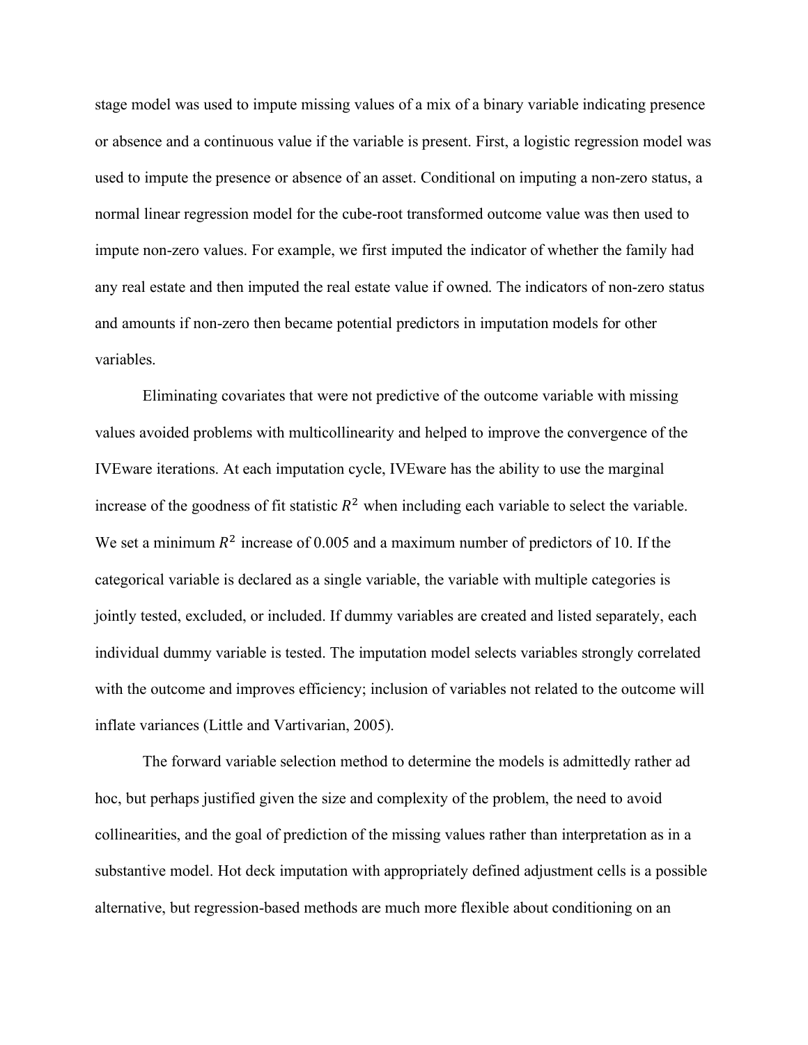stage model was used to impute missing values of a mix of a binary variable indicating presence or absence and a continuous value if the variable is present. First, a logistic regression model was used to impute the presence or absence of an asset. Conditional on imputing a non-zero status, a normal linear regression model for the cube-root transformed outcome value was then used to impute non-zero values. For example, we first imputed the indicator of whether the family had any real estate and then imputed the real estate value if owned. The indicators of non-zero status and amounts if non-zero then became potential predictors in imputation models for other variables.

Eliminating covariates that were not predictive of the outcome variable with missing values avoided problems with multicollinearity and helped to improve the convergence of the IVEware iterations. At each imputation cycle, IVEware has the ability to use the marginal increase of the goodness of fit statistic $R^2$ when including each variable to select the variable. We set a minimum $R^2$ increase of 0.005 and a maximum number of predictors of 10. If the categorical variable is declared as a single variable, the variable with multiple categories is jointly tested, excluded, or included. If dummy variables are created and listed separately, each individual dummy variable is tested. The imputation model selects variables strongly correlated with the outcome and improves efficiency; inclusion of variables not related to the outcome will inflate variances (Little and Vartivarian, 2005).

The forward variable selection method to determine the models is admittedly rather ad hoc, but perhaps justified given the size and complexity of the problem, the need to avoid collinearities, and the goal of prediction of the missing values rather than interpretation as in a substantive model. Hot deck imputation with appropriately defined adjustment cells is a possible alternative, but regression-based methods are much more flexible about conditioning on an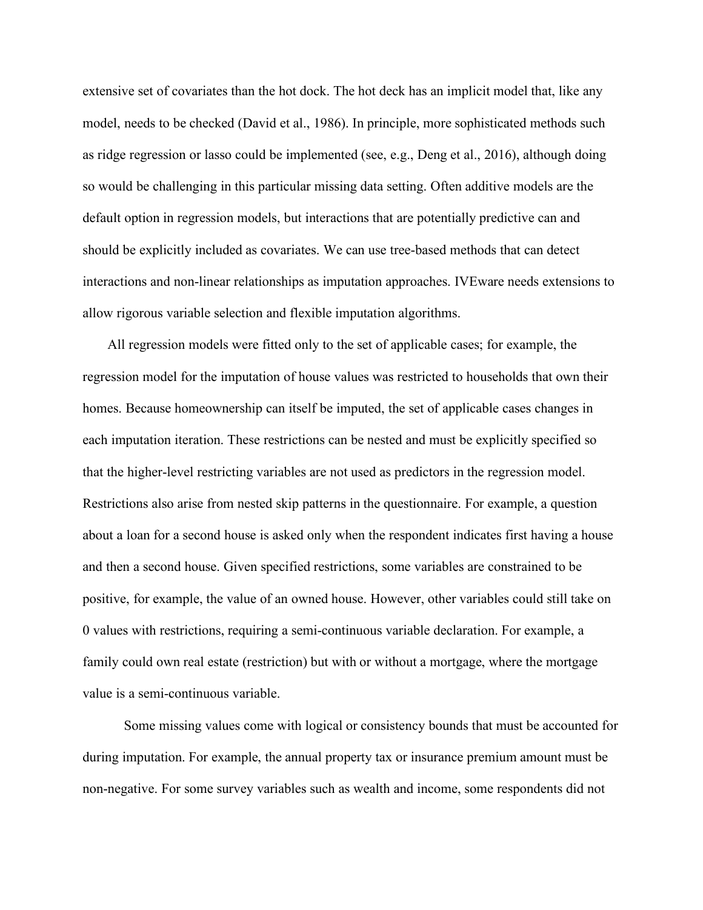extensive set of covariates than the hot dock. The hot deck has an implicit model that, like any model, needs to be checked (David et al., 1986). In principle, more sophisticated methods such as ridge regression or lasso could be implemented (see, e.g., Deng et al., 2016), although doing so would be challenging in this particular missing data setting. Often additive models are the default option in regression models, but interactions that are potentially predictive can and should be explicitly included as covariates. We can use tree-based methods that can detect interactions and non-linear relationships as imputation approaches. IVEware needs extensions to allow rigorous variable selection and flexible imputation algorithms.

All regression models were fitted only to the set of applicable cases; for example, the regression model for the imputation of house values was restricted to households that own their homes. Because homeownership can itself be imputed, the set of applicable cases changes in each imputation iteration. These restrictions can be nested and must be explicitly specified so that the higher-level restricting variables are not used as predictors in the regression model. Restrictions also arise from nested skip patterns in the questionnaire. For example, a question about a loan for a second house is asked only when the respondent indicates first having a house and then a second house. Given specified restrictions, some variables are constrained to be positive, for example, the value of an owned house. However, other variables could still take on 0 values with restrictions, requiring a semi-continuous variable declaration. For example, a family could own real estate (restriction) but with or without a mortgage, where the mortgage value is a semi-continuous variable.

Some missing values come with logical or consistency bounds that must be accounted for during imputation. For example, the annual property tax or insurance premium amount must be non-negative. For some survey variables such as wealth and income, some respondents did not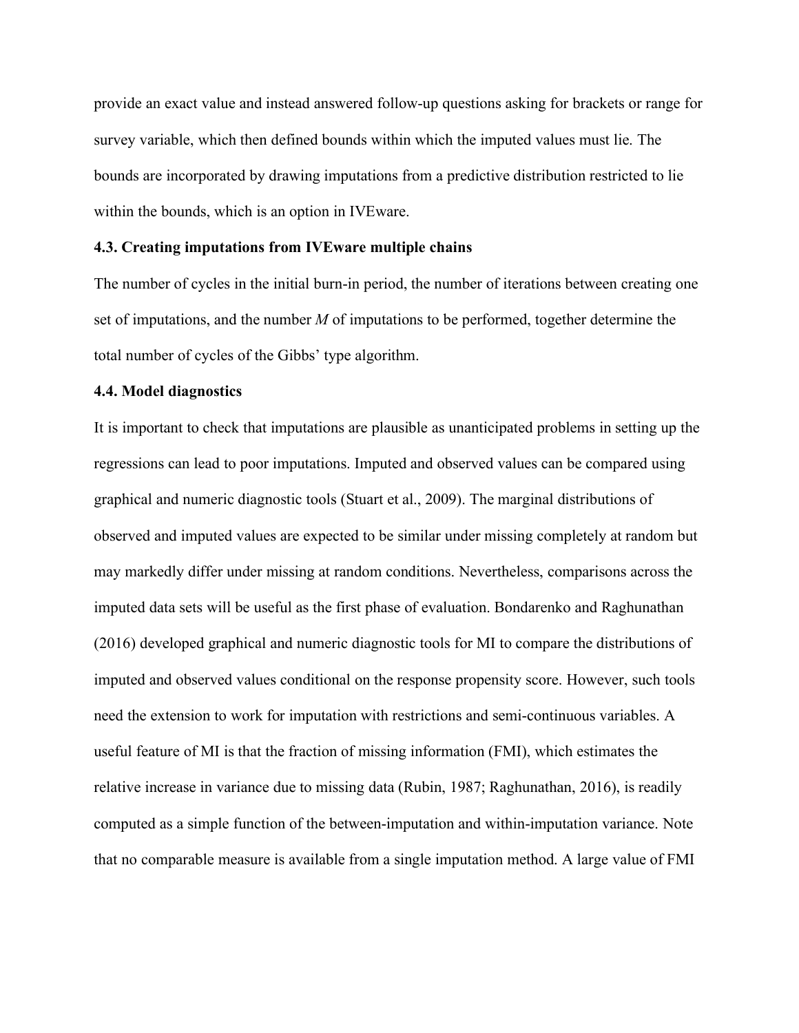provide an exact value and instead answered follow-up questions asking for brackets or range for survey variable, which then defined bounds within which the imputed values must lie. The bounds are incorporated by drawing imputations from a predictive distribution restricted to lie within the bounds, which is an option in IVEware.

**4.3. Creating imputations from IVEware multiple chains**

The number of cycles in the initial burn-in period, the number of iterations between creating one set of imputations, and the number *M* of imputations to be performed, together determine the total number of cycles of the Gibbs' type algorithm.

**4.4. Model diagnostics**

It is important to check that imputations are plausible as unanticipated problems in setting up the regressions can lead to poor imputations. Imputed and observed values can be compared using graphical and numeric diagnostic tools (Stuart et al., 2009). The marginal distributions of observed and imputed values are expected to be similar under missing completely at random but may markedly differ under missing at random conditions. Nevertheless, comparisons across the imputed data sets will be useful as the first phase of evaluation. Bondarenko and Raghunathan (2016) developed graphical and numeric diagnostic tools for MI to compare the distributions of imputed and observed values conditional on the response propensity score. However, such tools need the extension to work for imputation with restrictions and semi-continuous variables. A useful feature of MI is that the fraction of missing information (FMI), which estimates the relative increase in variance due to missing data (Rubin, 1987; Raghunathan, 2016), is readily computed as a simple function of the between-imputation and within-imputation variance. Note that no comparable measure is available from a single imputation method. A large value of FMI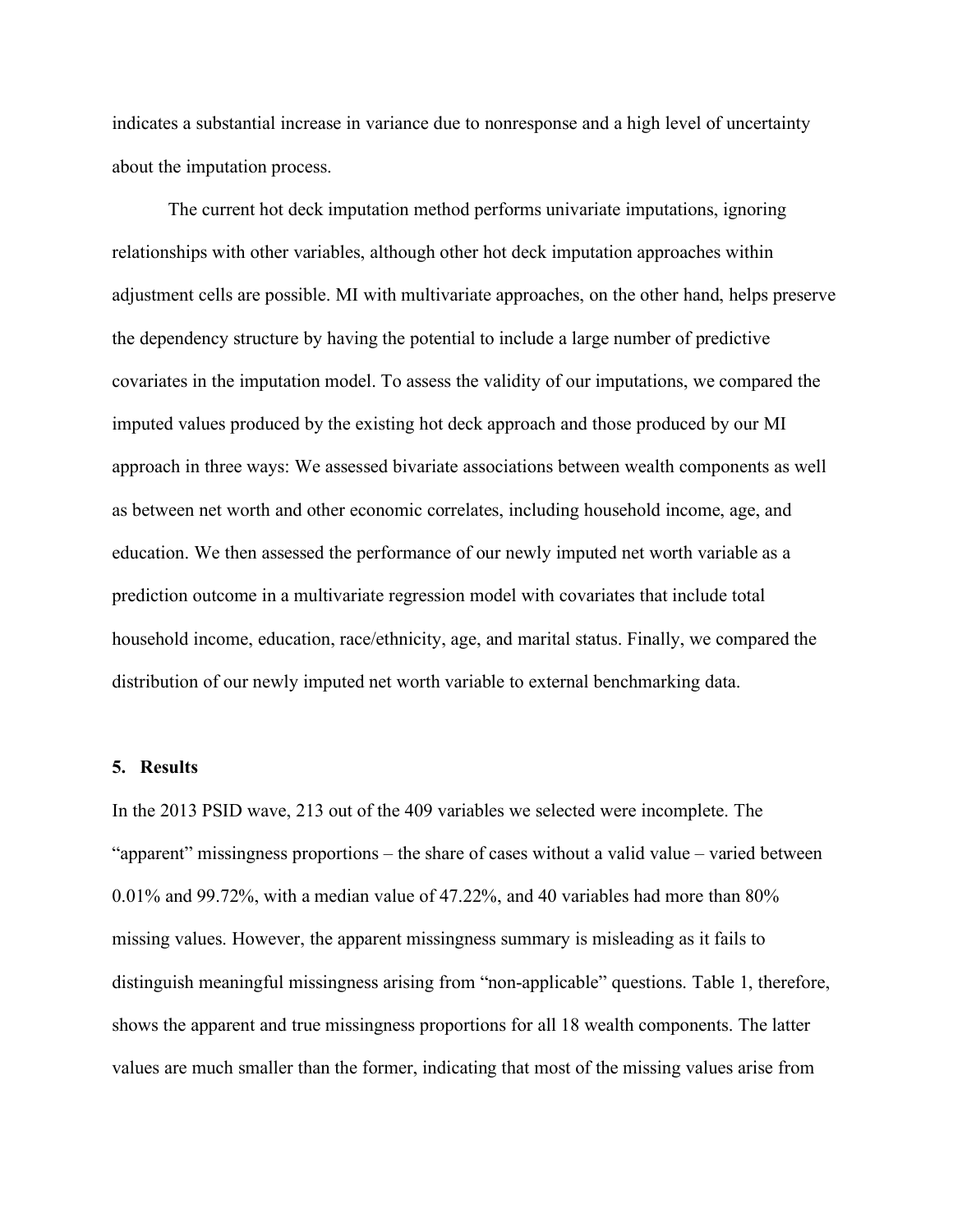indicates a substantial increase in variance due to nonresponse and a high level of uncertainty about the imputation process.

The current hot deck imputation method performs univariate imputations, ignoring relationships with other variables, although other hot deck imputation approaches within adjustment cells are possible. MI with multivariate approaches, on the other hand, helps preserve the dependency structure by having the potential to include a large number of predictive covariates in the imputation model. To assess the validity of our imputations, we compared the imputed values produced by the existing hot deck approach and those produced by our MI approach in three ways: We assessed bivariate associations between wealth components as well as between net worth and other economic correlates, including household income, age, and education. We then assessed the performance of our newly imputed net worth variable as a prediction outcome in a multivariate regression model with covariates that include total household income, education, race/ethnicity, age, and marital status. Finally, we compared the distribution of our newly imputed net worth variable to external benchmarking data.

## 5. Results

In the 2013 PSID wave, 213 out of the 409 variables we selected were incomplete. The "apparent" missingness proportions – the share of cases without a valid value – varied between 0.01% and 99.72%, with a median value of 47.22%, and 40 variables had more than 80% missing values. However, the apparent missingness summary is misleading as it fails to distinguish meaningful missingness arising from "non-applicable" questions. Table 1, therefore, shows the apparent and true missingness proportions for all 18 wealth components. The latter values are much smaller than the former, indicating that most of the missing values arise from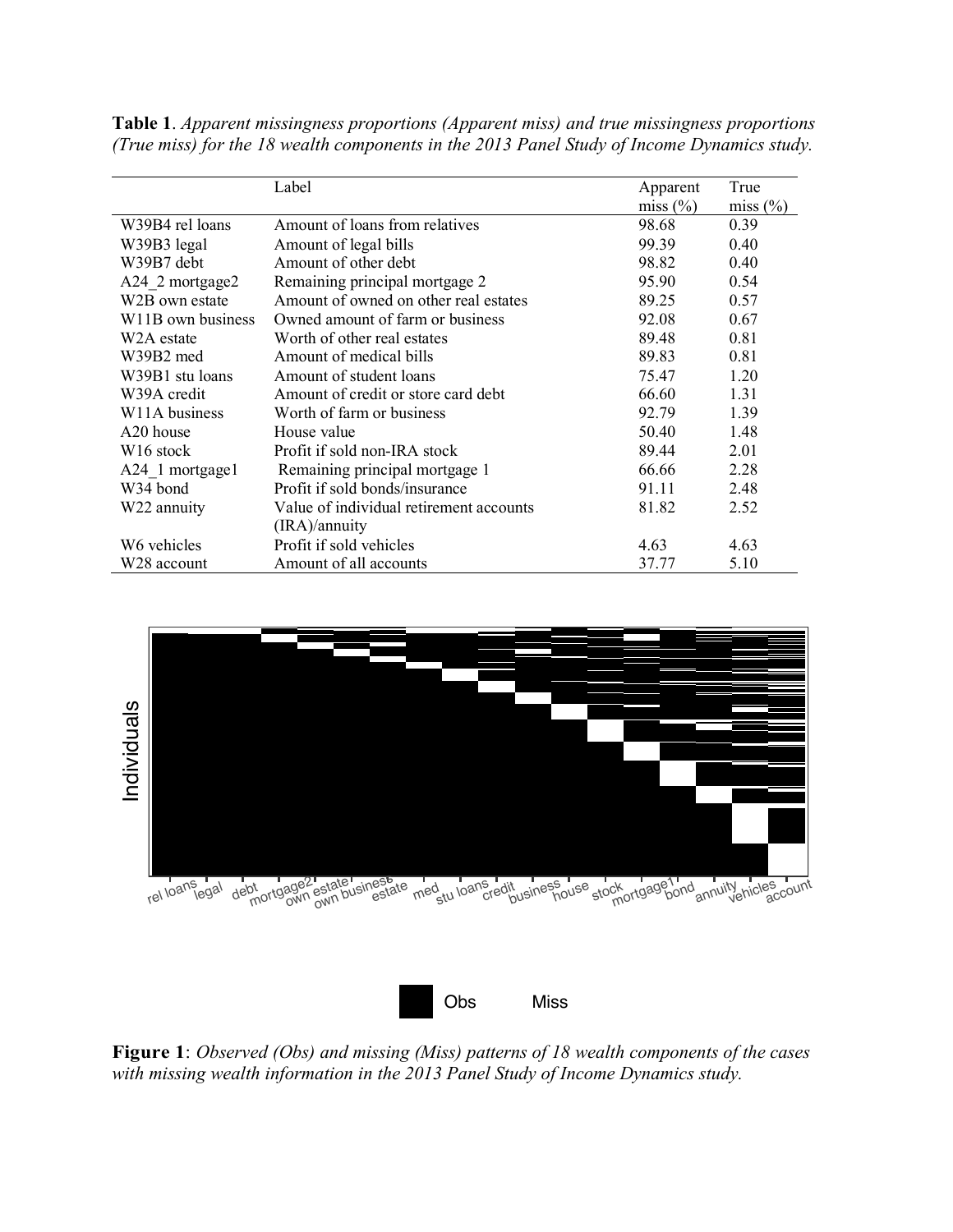**Table 1**. *Apparent missingness proportions (Apparent miss) and true missingness proportions (True miss) for the 18 wealth components in the 2013 Panel Study of Income Dynamics study.*

| | Label | Apparent miss (%) | True miss (%) |
|---|---|---|---|
| W39B4 rel loans | Amount of loans from relatives | 98.68 | 0.39 |
| W39B3 legal | Amount of legal bills | 99.39 | 0.40 |
| W39B7 debt | Amount of other debt | 98.82 | 0.40 |
| A24_2 mortgage2 | Remaining principal mortgage 2 | 95.90 | 0.54 |
| W2B own estate | Amount of owned on other real estates | 89.25 | 0.57 |
| W11B own business | Owned amount of farm or business | 92.08 | 0.67 |
| W2A estate | Worth of other real estates | 89.48 | 0.81 |
| W39B2 med | Amount of medical bills | 89.83 | 0.81 |
| W39B1 stu loans | Amount of student loans | 75.47 | 1.20 |
| W39A credit | Amount of credit or store card debt | 66.60 | 1.31 |
| W11A business | Worth of farm or business | 92.79 | 1.39 |
| A20 house | House value | 50.40 | 1.48 |
| W16 stock | Profit if sold non-IRA stock | 89.44 | 2.01 |
| A24_1 mortgage1 | Remaining principal mortgage 1 | 66.66 | 2.28 |
| W34 bond | Profit if sold bonds/insurance | 91.11 | 2.48 |
| W22 annuity | Value of individual retirement accounts (IRA)/annuity | 81.82 | 2.52 |
| W6 vehicles | Profit if sold vehicles | 4.63 | 4.63 |
| W28 account | Amount of all accounts | 37.77 | 5.10 |

**Figure 1**: *Observed (Obs) and missing (Miss) patterns of 18 wealth components of the cases with missing wealth information in the 2013 Panel Study of Income Dynamics study.*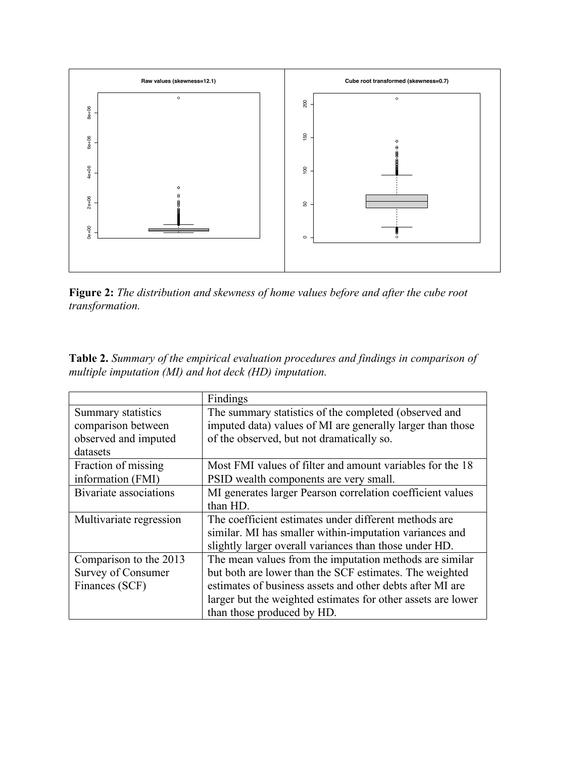**Figure 2:** *The distribution and skewness of home values before and after the cube root transformation.*

**Table 2.** *Summary of the empirical evaluation procedures and findings in comparison of multiple imputation (MI) and hot deck (HD) imputation.*

| | Findings |
|---|---|
| Summary statistics comparison between observed and imputed datasets | The summary statistics of the completed (observed and imputed data) values of MI are generally larger than those of the observed, but not dramatically so. |
| Fraction of missing information (FMI) | Most FMI values of filter and amount variables for the 18 PSID wealth components are very small. |
| Bivariate associations | MI generates larger Pearson correlation coefficient values than HD. |
| Multivariate regression | The coefficient estimates under different methods are similar. MI has smaller within-imputation variances and slightly larger overall variances than those under HD. |
| Comparison to the 2013 Survey of Consumer Finances (SCF) | The mean values from the imputation methods are similar but both are lower than the SCF estimates. The weighted estimates of business assets and other debts after MI are larger but the weighted estimates for other assets are lower than those produced by HD. |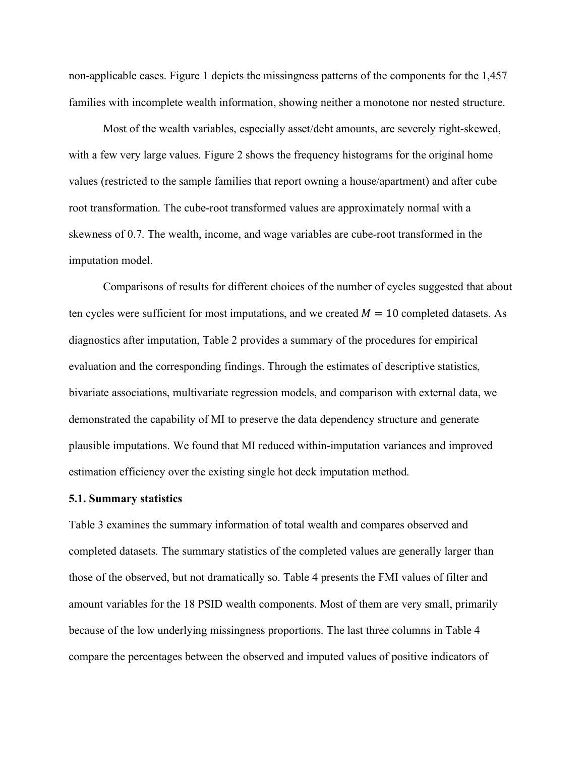non-applicable cases. Figure 1 depicts the missingness patterns of the components for the 1,457 families with incomplete wealth information, showing neither a monotone nor nested structure.

Most of the wealth variables, especially asset/debt amounts, are severely right-skewed, with a few very large values. Figure 2 shows the frequency histograms for the original home values (restricted to the sample families that report owning a house/apartment) and after cube root transformation. The cube-root transformed values are approximately normal with a skewness of 0.7. The wealth, income, and wage variables are cube-root transformed in the imputation model.

Comparisons of results for different choices of the number of cycles suggested that about ten cycles were sufficient for most imputations, and we created $M = 10$ completed datasets. As diagnostics after imputation, Table 2 provides a summary of the procedures for empirical evaluation and the corresponding findings. Through the estimates of descriptive statistics, bivariate associations, multivariate regression models, and comparison with external data, we demonstrated the capability of MI to preserve the data dependency structure and generate plausible imputations. We found that MI reduced within-imputation variances and improved estimation efficiency over the existing single hot deck imputation method.

### 5.1. Summary statistics

Table 3 examines the summary information of total wealth and compares observed and completed datasets. The summary statistics of the completed values are generally larger than those of the observed, but not dramatically so. Table 4 presents the FMI values of filter and amount variables for the 18 PSID wealth components. Most of them are very small, primarily because of the low underlying missingness proportions. The last three columns in Table 4 compare the percentages between the observed and imputed values of positive indicators of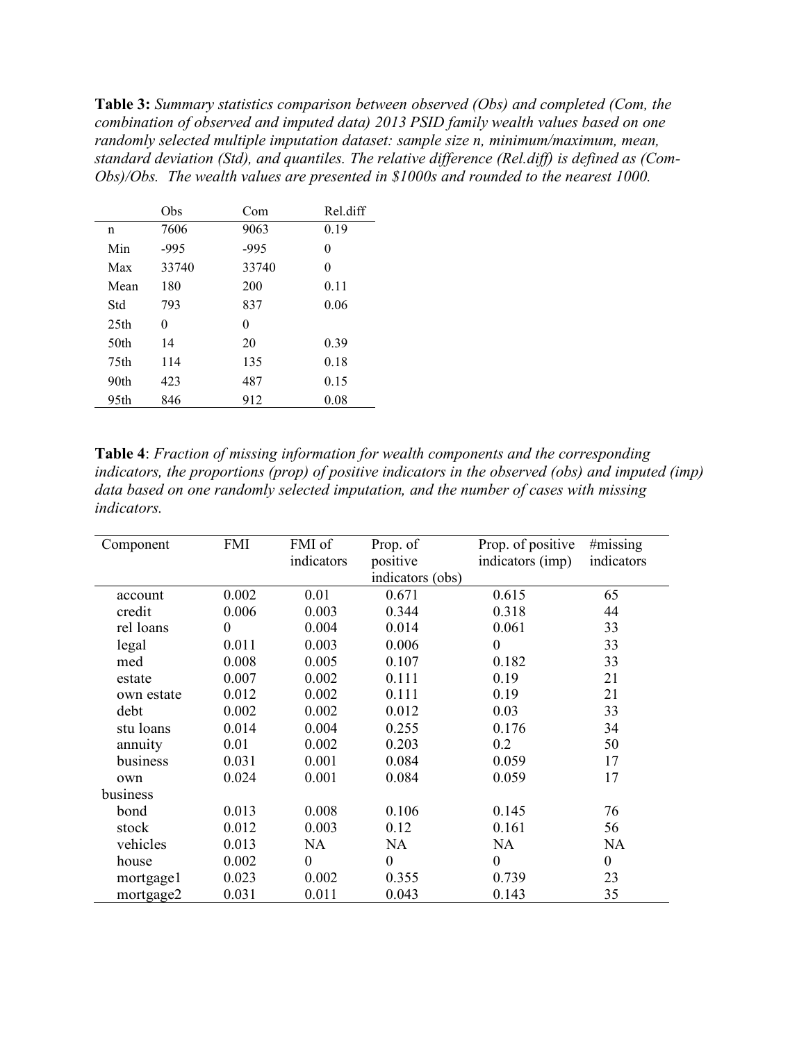**Table 3:** *Summary statistics comparison between observed (Obs) and completed (Com, the combination of observed and imputed data) 2013 PSID family wealth values based on one randomly selected multiple imputation dataset: sample size n, minimum/maximum, mean, standard deviation (Std), and quantiles. The relative difference (Rel.diff) is defined as (Com-Obs)/Obs. The wealth values are presented in \$1000s and rounded to the nearest 1000.*

| | Obs | Com | Rel.diff |
|---|---|---|---|
| n | 7606 | 9063 | 0.19 |
| Min | -995 | -995 | 0 |
| Max | 33740 | 33740 | 0 |
| Mean | 180 | 200 | 0.11 |
| Std | 793 | 837 | 0.06 |
| 25th | 0 | 0 | |
| 50th | 14 | 20 | 0.39 |
| 75th | 114 | 135 | 0.18 |
| 90th | 423 | 487 | 0.15 |
| 95th | 846 | 912 | 0.08 |

**Table 4**: *Fraction of missing information for wealth components and the corresponding indicators, the proportions (prop) of positive indicators in the observed (obs) and imputed (imp) data based on one randomly selected imputation, and the number of cases with missing indicators.*

| Component | FMI | FMI of indicators | Prop. of positive indicators (obs) | Prop. of positive indicators (imp) | #missing indicators |
|---|---|---|---|---|---|
| account | 0.002 | 0.01 | 0.671 | 0.615 | 65 |
| credit | 0.006 | 0.003 | 0.344 | 0.318 | 44 |
| rel loans | 0 | 0.004 | 0.014 | 0.061 | 33 |
| legal | 0.011 | 0.003 | 0.006 | 0 | 33 |
| med | 0.008 | 0.005 | 0.107 | 0.182 | 33 |
| estate | 0.007 | 0.002 | 0.111 | 0.19 | 21 |
| own estate | 0.012 | 0.002 | 0.111 | 0.19 | 21 |
| debt | 0.002 | 0.002 | 0.012 | 0.03 | 33 |
| stu loans | 0.014 | 0.004 | 0.255 | 0.176 | 34 |
| annuity | 0.01 | 0.002 | 0.203 | 0.2 | 50 |
| business | 0.031 | 0.001 | 0.084 | 0.059 | 17 |
| own business | 0.024 | 0.001 | 0.084 | 0.059 | 17 |
| bond | 0.013 | 0.008 | 0.106 | 0.145 | 76 |
| stock | 0.012 | 0.003 | 0.12 | 0.161 | 56 |
| vehicles | 0.013 | NA | NA | NA | NA |
| house | 0.002 | 0 | 0 | 0 | 0 |
| mortgage1 | 0.023 | 0.002 | 0.355 | 0.739 | 23 |
| mortgage2 | 0.031 | 0.011 | 0.043 | 0.143 | 35 |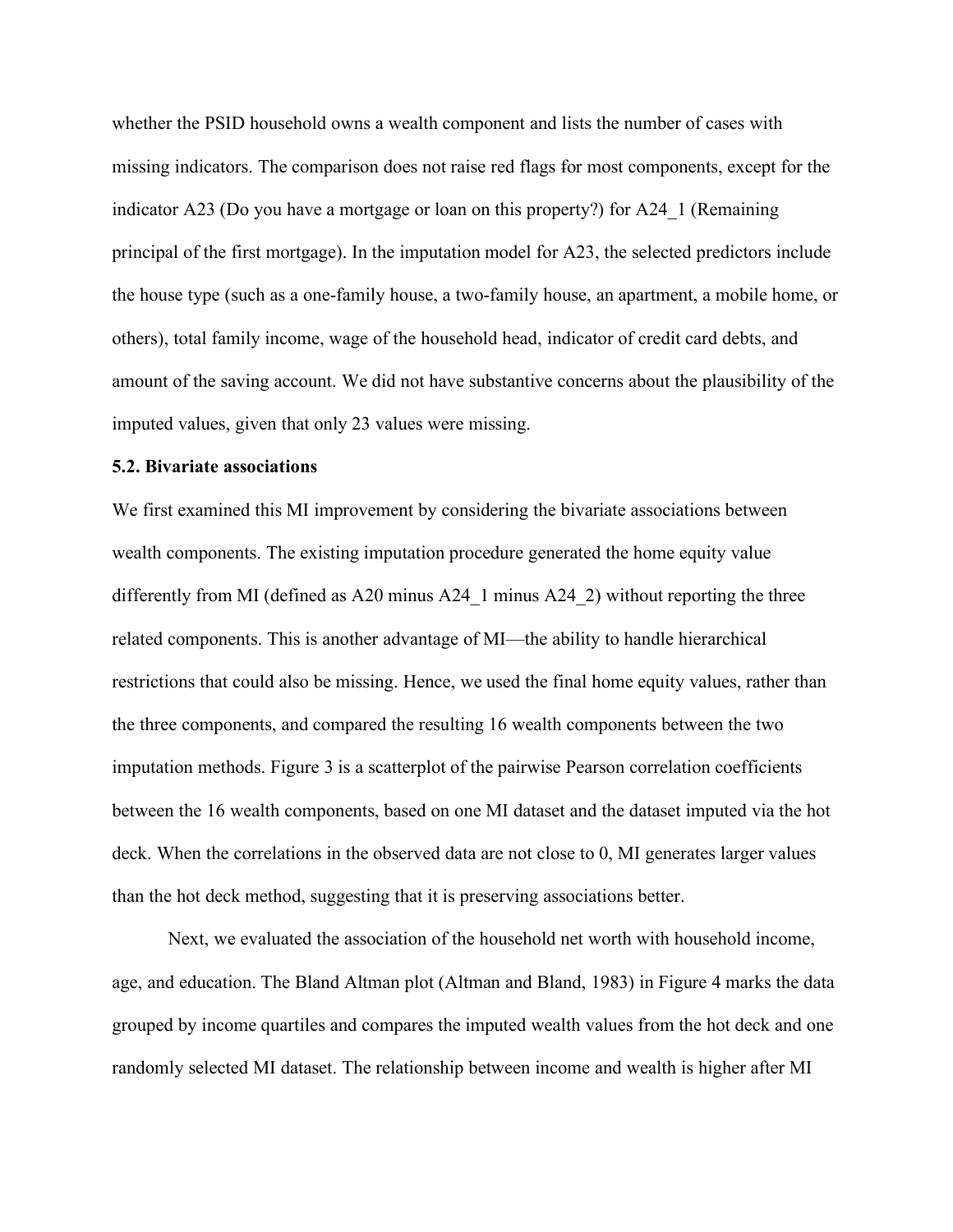whether the PSID household owns a wealth component and lists the number of cases with missing indicators. The comparison does not raise red flags for most components, except for the indicator A23 (Do you have a mortgage or loan on this property?) for A24_1 (Remaining principal of the first mortgage). In the imputation model for A23, the selected predictors include the house type (such as a one-family house, a two-family house, an apartment, a mobile home, or others), total family income, wage of the household head, indicator of credit card debts, and amount of the saving account. We did not have substantive concerns about the plausibility of the imputed values, given that only 23 values were missing.

### 5.2. Bivariate associations

We first examined this MI improvement by considering the bivariate associations between wealth components. The existing imputation procedure generated the home equity value differently from MI (defined as A20 minus A24_1 minus A24_2) without reporting the three related components. This is another advantage of MI—the ability to handle hierarchical restrictions that could also be missing. Hence, we used the final home equity values, rather than the three components, and compared the resulting 16 wealth components between the two imputation methods. Figure 3 is a scatterplot of the pairwise Pearson correlation coefficients between the 16 wealth components, based on one MI dataset and the dataset imputed via the hot deck. When the correlations in the observed data are not close to 0, MI generates larger values than the hot deck method, suggesting that it is preserving associations better.

Next, we evaluated the association of the household net worth with household income, age, and education. The Bland Altman plot (Altman and Bland, 1983) in Figure 4 marks the data grouped by income quartiles and compares the imputed wealth values from the hot deck and one randomly selected MI dataset. The relationship between income and wealth is higher after MI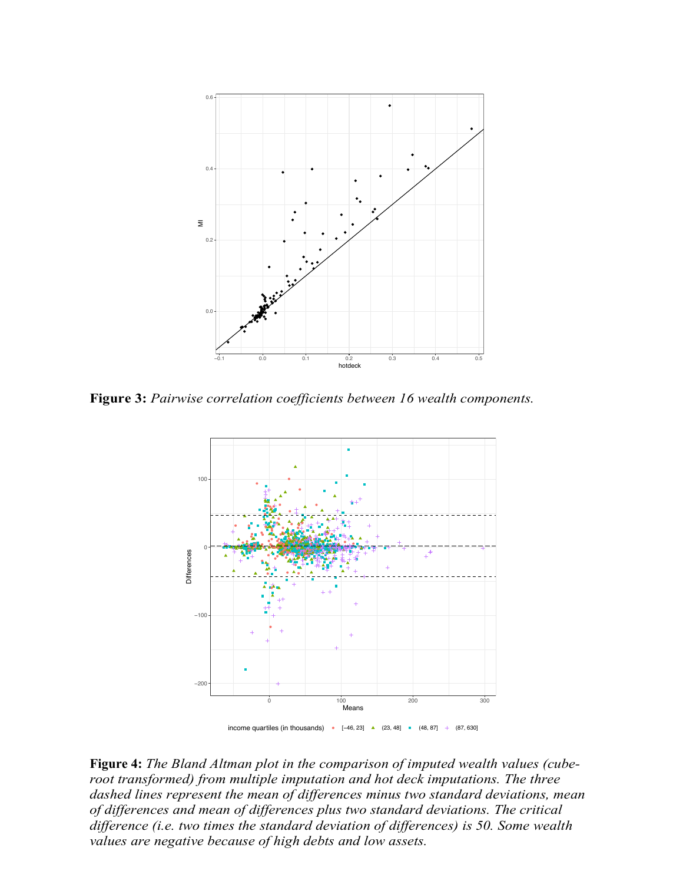**Figure 3:** *Pairwise correlation coefficients between 16 wealth components.*

**Figure 4:** *The Bland Altman plot in the comparison of imputed wealth values (cube-root transformed) from multiple imputation and hot deck imputations. The three dashed lines represent the mean of differences minus two standard deviations, mean of differences and mean of differences plus two standard deviations. The critical difference (i.e. two times the standard deviation of differences) is 50. Some wealth values are negative because of high debts and low assets.*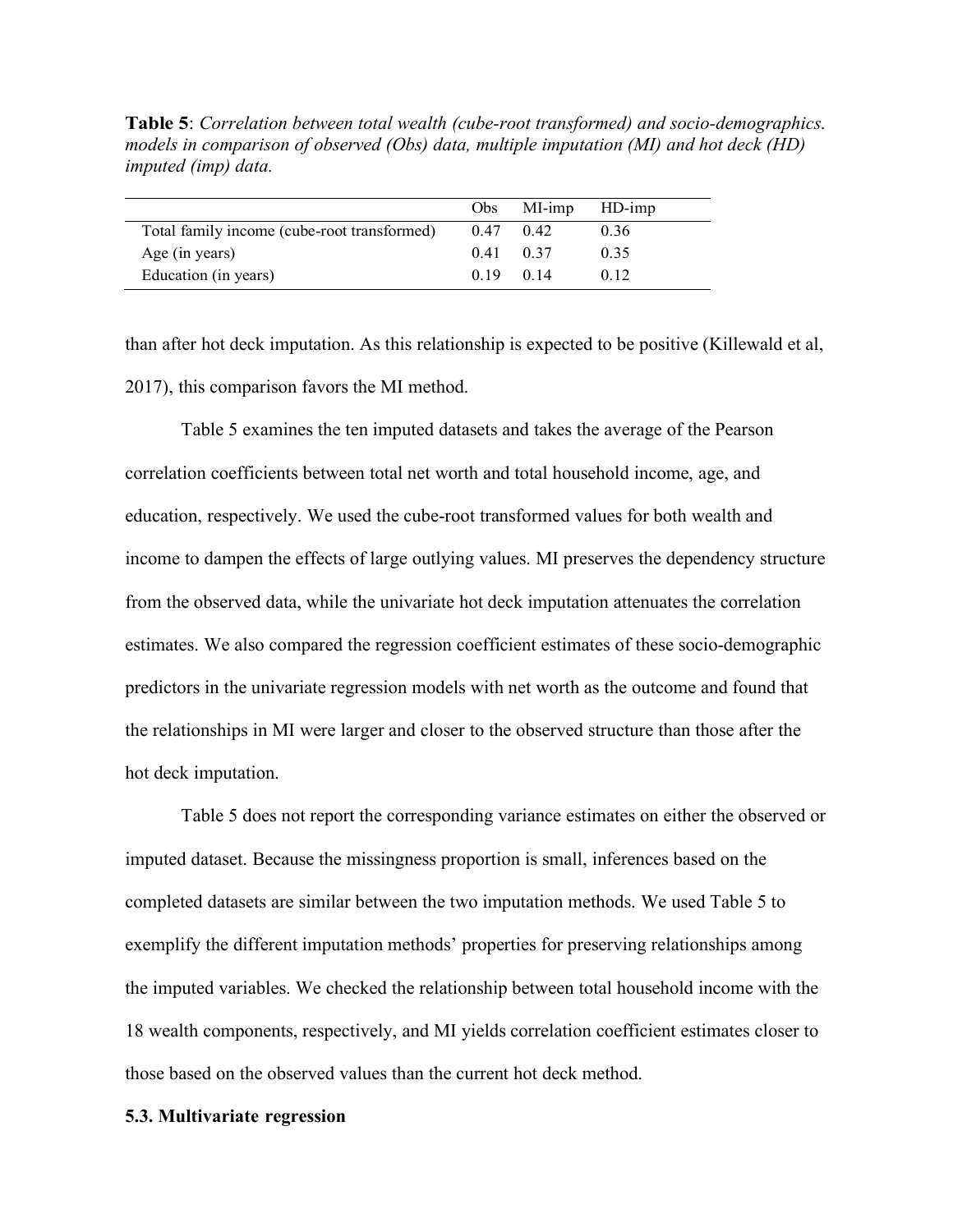**Table 5**: *Correlation between total wealth (cube-root transformed) and socio-demographics. models in comparison of observed (Obs) data, multiple imputation (MI) and hot deck (HD) imputed (imp) data.*

| | Obs | MI-imp | HD-imp |
|---|---|---|---|
| Total family income (cube-root transformed) | 0.47 | 0.42 | 0.36 |
| Age (in years) | 0.41 | 0.37 | 0.35 |
| Education (in years) | 0.19 | 0.14 | 0.12 |

than after hot deck imputation. As this relationship is expected to be positive (Killewald et al, 2017), this comparison favors the MI method.

Table 5 examines the ten imputed datasets and takes the average of the Pearson correlation coefficients between total net worth and total household income, age, and education, respectively. We used the cube-root transformed values for both wealth and income to dampen the effects of large outlying values. MI preserves the dependency structure from the observed data, while the univariate hot deck imputation attenuates the correlation estimates. We also compared the regression coefficient estimates of these socio-demographic predictors in the univariate regression models with net worth as the outcome and found that the relationships in MI were larger and closer to the observed structure than those after the hot deck imputation.

Table 5 does not report the corresponding variance estimates on either the observed or imputed dataset. Because the missingness proportion is small, inferences based on the completed datasets are similar between the two imputation methods. We used Table 5 to exemplify the different imputation methods' properties for preserving relationships among the imputed variables. We checked the relationship between total household income with the 18 wealth components, respectively, and MI yields correlation coefficient estimates closer to those based on the observed values than the current hot deck method.

### 5.3. Multivariate regression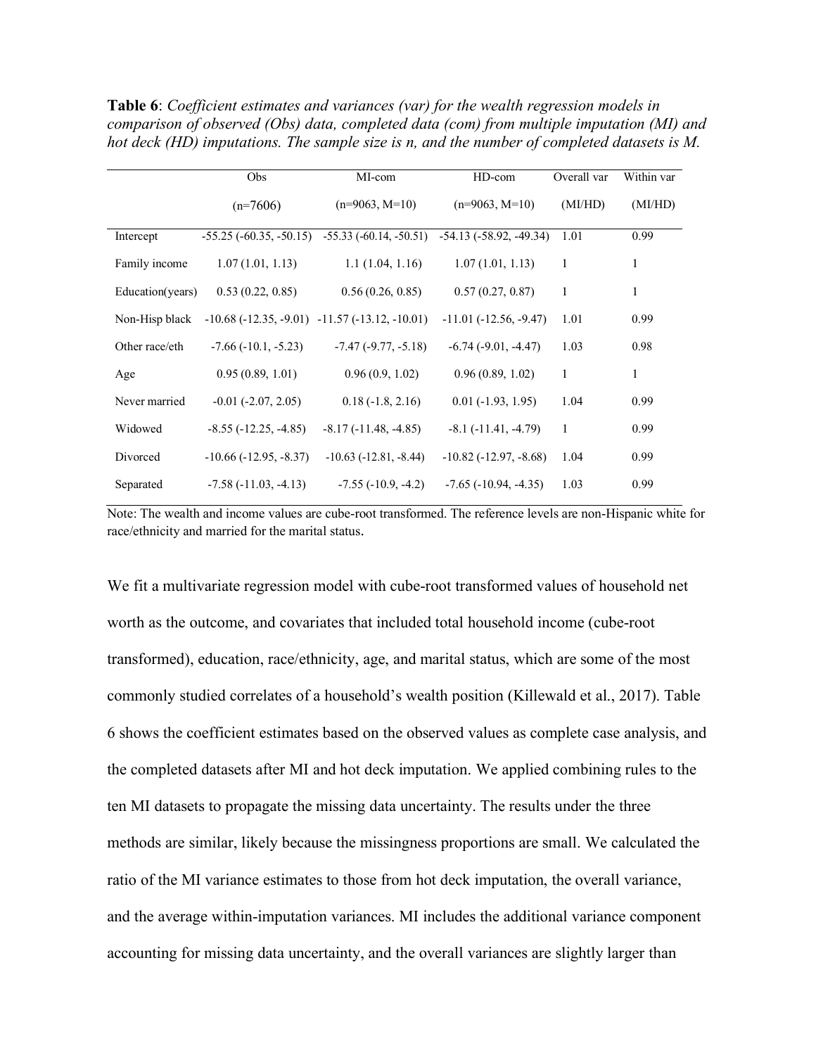**Table 6**: *Coefficient estimates and variances (var) for the wealth regression models in comparison of observed (Obs) data, completed data (com) from multiple imputation (MI) and hot deck (HD) imputations. The sample size is n, and the number of completed datasets is M.*

| | Obs (n=7606) | MI-com (n=9063, M=10) | HD-com (n=9063, M=10) | Overall var (MI/HD) | Within var (MI/HD) |
|---|---|---|---|---|---|
| Intercept | -55.25 (-60.35, -50.15) | -55.33 (-60.14, -50.51) | -54.13 (-58.92, -49.34) | 1.01 | 0.99 |
| Family income | 1.07 (1.01, 1.13) | 1.1 (1.04, 1.16) | 1.07 (1.01, 1.13) | 1 | 1 |
| Education(years) | 0.53 (0.22, 0.85) | 0.56 (0.26, 0.85) | 0.57 (0.27, 0.87) | 1 | 1 |
| Non-Hisp black | -10.68 (-12.35, -9.01) | -11.57 (-13.12, -10.01) | -11.01 (-12.56, -9.47) | 1.01 | 0.99 |
| Other race/eth | -7.66 (-10.1, -5.23) | -7.47 (-9.77, -5.18) | -6.74 (-9.01, -4.47) | 1.03 | 0.98 |
| Age | 0.95 (0.89, 1.01) | 0.96 (0.9, 1.02) | 0.96 (0.89, 1.02) | 1 | 1 |
| Never married | -0.01 (-2.07, 2.05) | 0.18 (-1.8, 2.16) | 0.01 (-1.93, 1.95) | 1.04 | 0.99 |
| Widowed | -8.55 (-12.25, -4.85) | -8.17 (-11.48, -4.85) | -8.1 (-11.41, -4.79) | 1 | 0.99 |
| Divorced | -10.66 (-12.95, -8.37) | -10.63 (-12.81, -8.44) | -10.82 (-12.97, -8.68) | 1.04 | 0.99 |
| Separated | -7.58 (-11.03, -4.13) | -7.55 (-10.9, -4.2) | -7.65 (-10.94, -4.35) | 1.03 | 0.99 |

Note: The wealth and income values are cube-root transformed. The reference levels are non-Hispanic white for race/ethnicity and married for the marital status.

We fit a multivariate regression model with cube-root transformed values of household net worth as the outcome, and covariates that included total household income (cube-root transformed), education, race/ethnicity, age, and marital status, which are some of the most commonly studied correlates of a household's wealth position (Killewald et al., 2017). Table 6 shows the coefficient estimates based on the observed values as complete case analysis, and the completed datasets after MI and hot deck imputation. We applied combining rules to the ten MI datasets to propagate the missing data uncertainty. The results under the three methods are similar, likely because the missingness proportions are small. We calculated the ratio of the MI variance estimates to those from hot deck imputation, the overall variance, and the average within-imputation variances. MI includes the additional variance component accounting for missing data uncertainty, and the overall variances are slightly larger than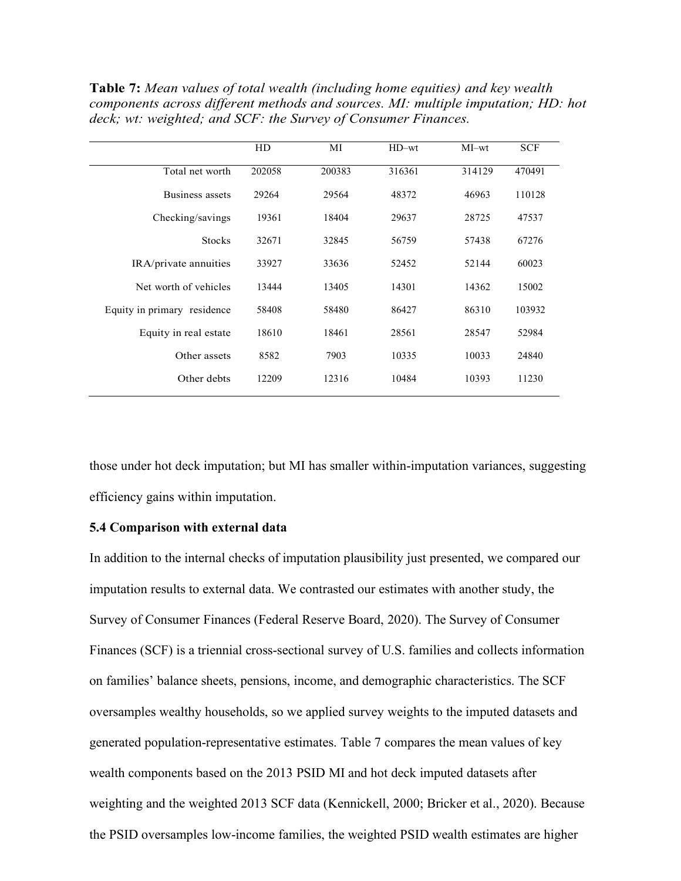**Table 7:** *Mean values of total wealth (including home equities) and key wealth components across different methods and sources. MI: multiple imputation; HD: hot deck; wt: weighted; and SCF: the Survey of Consumer Finances.*

| | HD | MI | HD–wt | MI–wt | SCF |
|---|---|---|---|---|---|
| Total net worth | 202058 | 200383 | 316361 | 314129 | 470491 |
| Business assets | 29264 | 29564 | 48372 | 46963 | 110128 |
| Checking/savings | 19361 | 18404 | 29637 | 28725 | 47537 |
| Stocks | 32671 | 32845 | 56759 | 57438 | 67276 |
| IRA/private annuities | 33927 | 33636 | 52452 | 52144 | 60023 |
| Net worth of vehicles | 13444 | 13405 | 14301 | 14362 | 15002 |
| Equity in primary residence | 58408 | 58480 | 86427 | 86310 | 103932 |
| Equity in real estate | 18610 | 18461 | 28561 | 28547 | 52984 |
| Other assets | 8582 | 7903 | 10335 | 10033 | 24840 |
| Other debts | 12209 | 12316 | 10484 | 10393 | 11230 |

those under hot deck imputation; but MI has smaller within-imputation variances, suggesting efficiency gains within imputation.

### 5.4 Comparison with external data

In addition to the internal checks of imputation plausibility just presented, we compared our imputation results to external data. We contrasted our estimates with another study, the Survey of Consumer Finances (Federal Reserve Board, 2020). The Survey of Consumer Finances (SCF) is a triennial cross-sectional survey of U.S. families and collects information on families' balance sheets, pensions, income, and demographic characteristics. The SCF oversamples wealthy households, so we applied survey weights to the imputed datasets and generated population-representative estimates. Table 7 compares the mean values of key wealth components based on the 2013 PSID MI and hot deck imputed datasets after weighting and the weighted 2013 SCF data (Kennickell, 2000; Bricker et al., 2020). Because the PSID oversamples low-income families, the weighted PSID wealth estimates are higher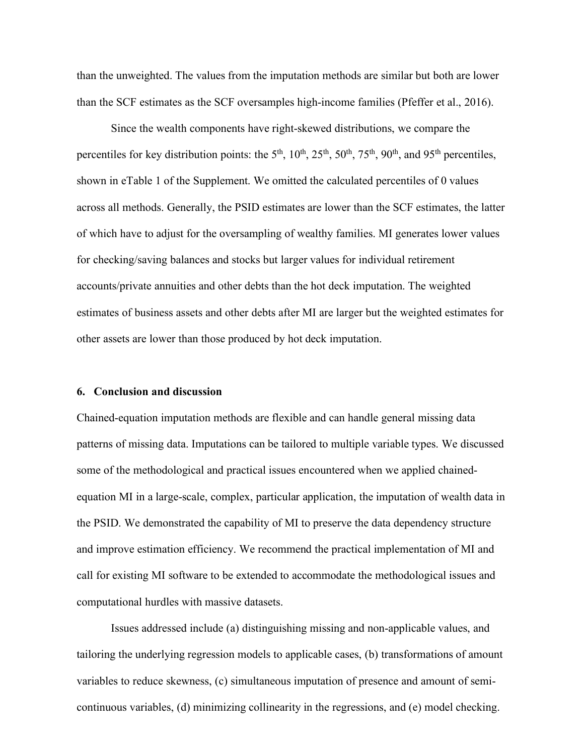than the unweighted. The values from the imputation methods are similar but both are lower than the SCF estimates as the SCF oversamples high-income families (Pfeffer et al., 2016).

Since the wealth components have right-skewed distributions, we compare the percentiles for key distribution points: the 5th, 10th, 25th, 50th, 75th, 90th, and 95th percentiles, shown in eTable 1 of the Supplement. We omitted the calculated percentiles of 0 values across all methods. Generally, the PSID estimates are lower than the SCF estimates, the latter of which have to adjust for the oversampling of wealthy families. MI generates lower values for checking/saving balances and stocks but larger values for individual retirement accounts/private annuities and other debts than the hot deck imputation. The weighted estimates of business assets and other debts after MI are larger but the weighted estimates for other assets are lower than those produced by hot deck imputation.

## 6. Conclusion and discussion

Chained-equation imputation methods are flexible and can handle general missing data patterns of missing data. Imputations can be tailored to multiple variable types. We discussed some of the methodological and practical issues encountered when we applied chained-equation MI in a large-scale, complex, particular application, the imputation of wealth data in the PSID. We demonstrated the capability of MI to preserve the data dependency structure and improve estimation efficiency. We recommend the practical implementation of MI and call for existing MI software to be extended to accommodate the methodological issues and computational hurdles with massive datasets.

Issues addressed include (a) distinguishing missing and non-applicable values, and tailoring the underlying regression models to applicable cases, (b) transformations of amount variables to reduce skewness, (c) simultaneous imputation of presence and amount of semi-continuous variables, (d) minimizing collinearity in the regressions, and (e) model checking.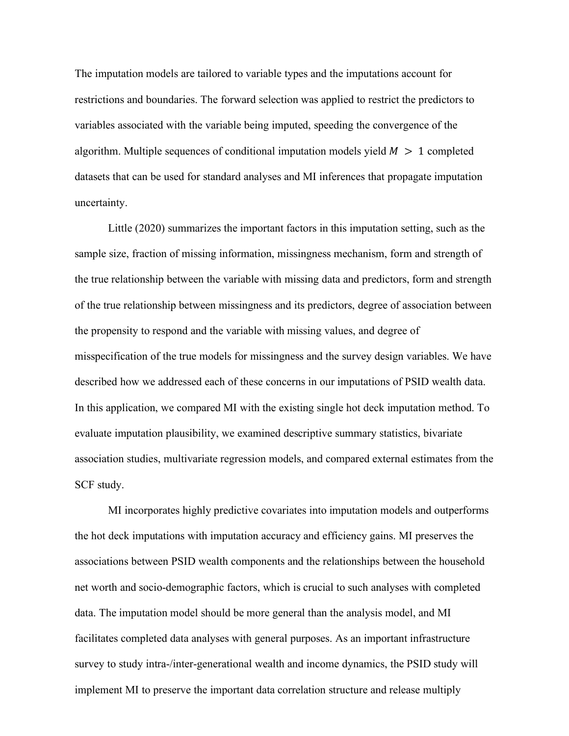The imputation models are tailored to variable types and the imputations account for restrictions and boundaries. The forward selection was applied to restrict the predictors to variables associated with the variable being imputed, speeding the convergence of the algorithm. Multiple sequences of conditional imputation models yield $M > 1$ completed datasets that can be used for standard analyses and MI inferences that propagate imputation uncertainty.

Little (2020) summarizes the important factors in this imputation setting, such as the sample size, fraction of missing information, missingness mechanism, form and strength of the true relationship between the variable with missing data and predictors, form and strength of the true relationship between missingness and its predictors, degree of association between the propensity to respond and the variable with missing values, and degree of misspecification of the true models for missingness and the survey design variables. We have described how we addressed each of these concerns in our imputations of PSID wealth data. In this application, we compared MI with the existing single hot deck imputation method. To evaluate imputation plausibility, we examined descriptive summary statistics, bivariate association studies, multivariate regression models, and compared external estimates from the SCF study.

MI incorporates highly predictive covariates into imputation models and outperforms the hot deck imputations with imputation accuracy and efficiency gains. MI preserves the associations between PSID wealth components and the relationships between the household net worth and socio-demographic factors, which is crucial to such analyses with completed data. The imputation model should be more general than the analysis model, and MI facilitates completed data analyses with general purposes. As an important infrastructure survey to study intra-/inter-generational wealth and income dynamics, the PSID study will implement MI to preserve the important data correlation structure and release multiply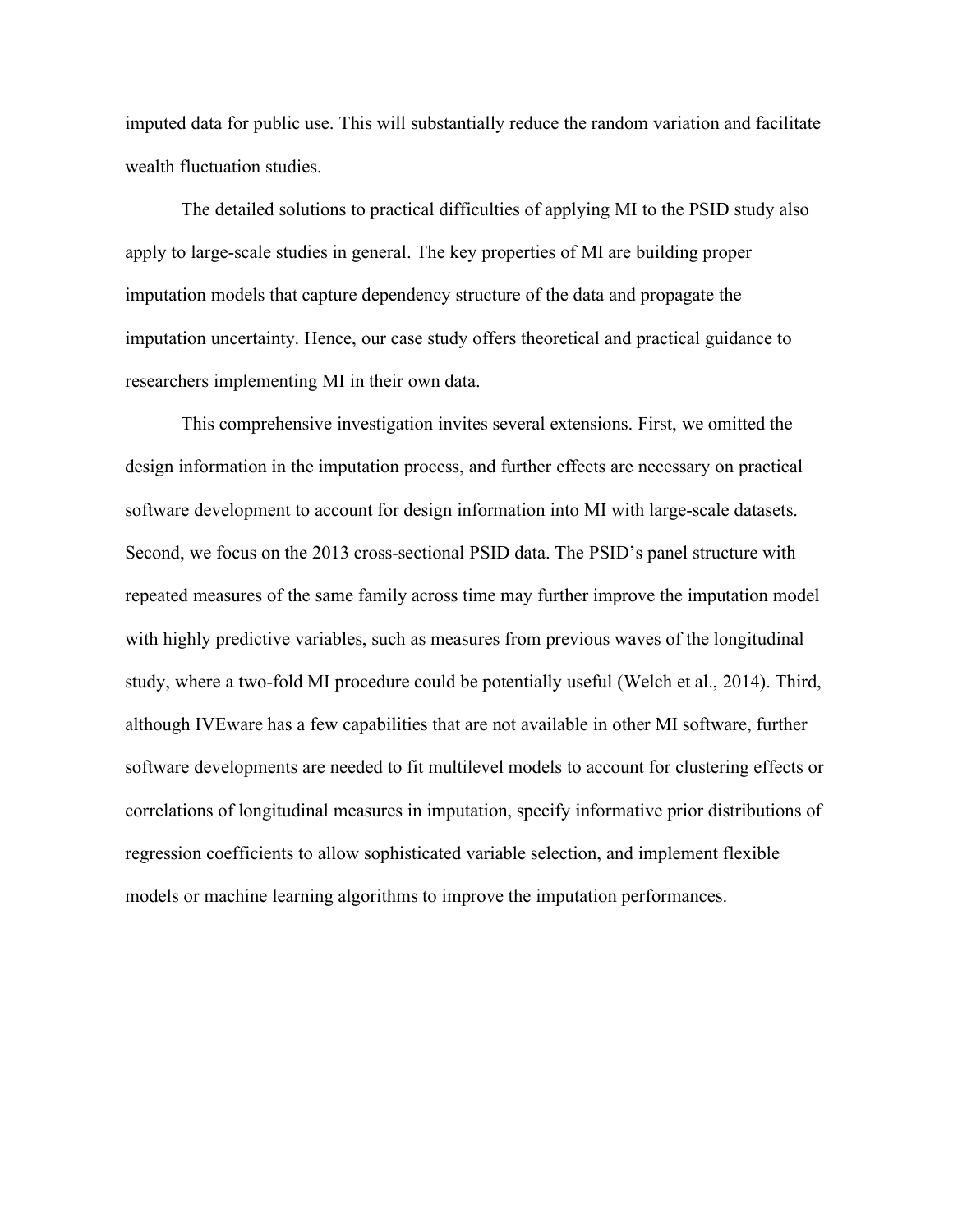imputed data for public use. This will substantially reduce the random variation and facilitate wealth fluctuation studies.

The detailed solutions to practical difficulties of applying MI to the PSID study also apply to large-scale studies in general. The key properties of MI are building proper imputation models that capture dependency structure of the data and propagate the imputation uncertainty. Hence, our case study offers theoretical and practical guidance to researchers implementing MI in their own data.

This comprehensive investigation invites several extensions. First, we omitted the design information in the imputation process, and further effects are necessary on practical software development to account for design information into MI with large-scale datasets. Second, we focus on the 2013 cross-sectional PSID data. The PSID's panel structure with repeated measures of the same family across time may further improve the imputation model with highly predictive variables, such as measures from previous waves of the longitudinal study, where a two-fold MI procedure could be potentially useful (Welch et al., 2014). Third, although IVEware has a few capabilities that are not available in other MI software, further software developments are needed to fit multilevel models to account for clustering effects or correlations of longitudinal measures in imputation, specify informative prior distributions of regression coefficients to allow sophisticated variable selection, and implement flexible models or machine learning algorithms to improve the imputation performances.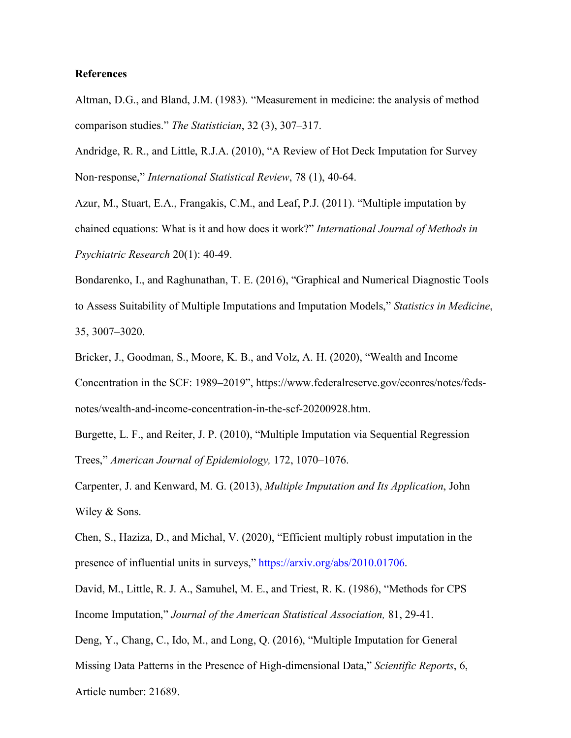**References**

Altman, D.G., and Bland, J.M. (1983). “Measurement in medicine: the analysis of method comparison studies.” *The Statistician*, 32 (3), 307–317.

Andridge, R. R., and Little, R.J.A. (2010), “A Review of Hot Deck Imputation for Survey Non-response,” *International Statistical Review*, 78 (1), 40-64.

Azur, M., Stuart, E.A., Frangakis, C.M., and Leaf, P.J. (2011). “Multiple imputation by chained equations: What is it and how does it work?” *International Journal of Methods in Psychiatric Research* 20(1): 40-49.

Bondarenko, I., and Raghunathan, T. E. (2016), “Graphical and Numerical Diagnostic Tools to Assess Suitability of Multiple Imputations and Imputation Models,” *Statistics in Medicine*, 35, 3007–3020.

Bricker, J., Goodman, S., Moore, K. B., and Volz, A. H. (2020), “Wealth and Income Concentration in the SCF: 1989–2019”, https://www.federalreserve.gov/econres/notes/feds-notes/wealth-and-income-concentration-in-the-scf-20200928.htm.

Burgette, L. F., and Reiter, J. P. (2010), “Multiple Imputation via Sequential Regression Trees,” *American Journal of Epidemiology,* 172, 1070–1076.

Carpenter, J. and Kenward, M. G. (2013), *Multiple Imputation and Its Application*, John Wiley & Sons.

Chen, S., Haziza, D., and Michal, V. (2020), “Efficient multiply robust imputation in the presence of influential units in surveys,” https://arxiv.org/abs/2010.01706.

David, M., Little, R. J. A., Samuhel, M. E., and Triest, R. K. (1986), “Methods for CPS Income Imputation,” *Journal of the American Statistical Association,* 81, 29-41.

Deng, Y., Chang, C., Ido, M., and Long, Q. (2016), “Multiple Imputation for General Missing Data Patterns in the Presence of High-dimensional Data,” *Scientific Reports*, 6, Article number: 21689.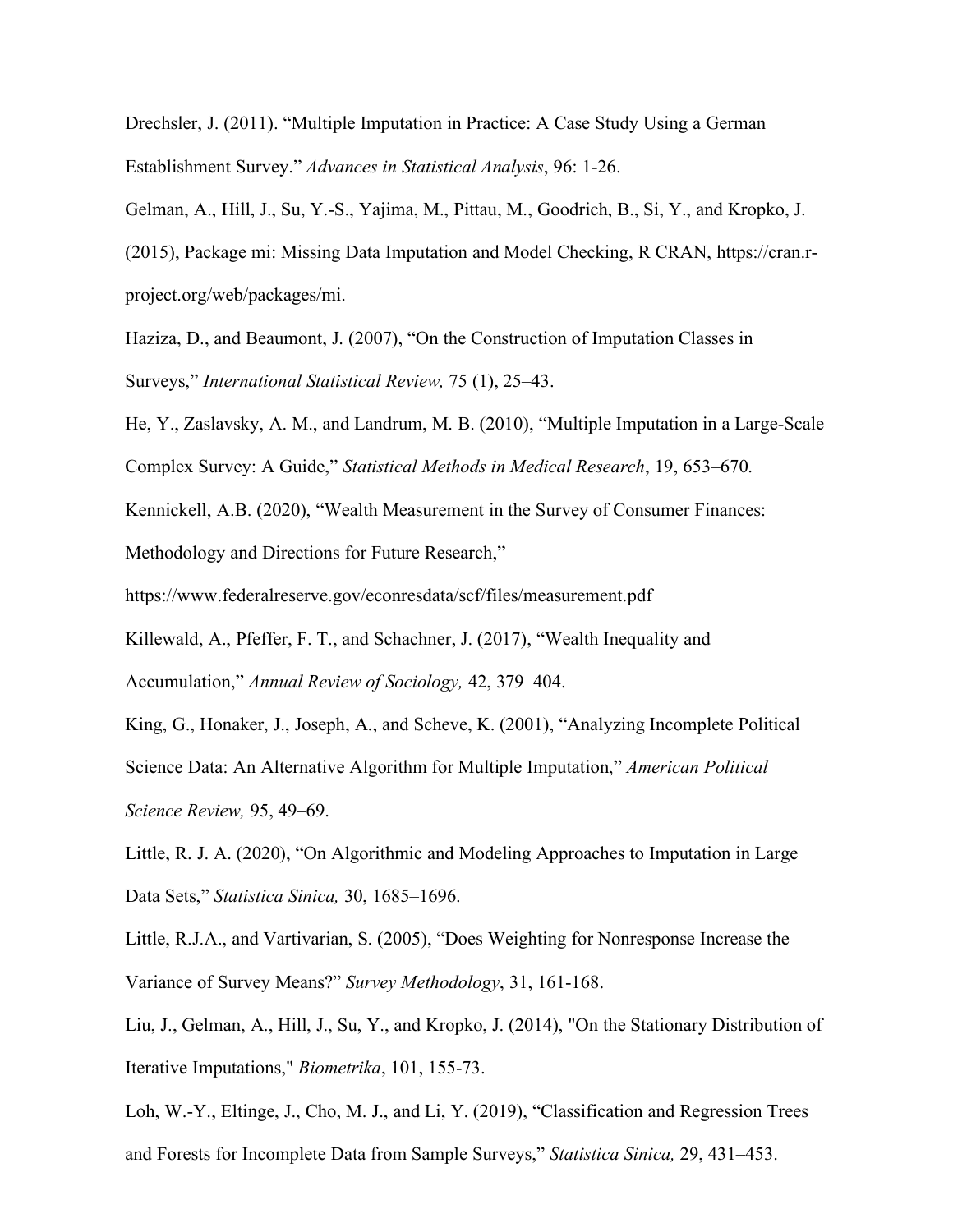Drechsler, J. (2011). “Multiple Imputation in Practice: A Case Study Using a German Establishment Survey.” *Advances in Statistical Analysis*, 96: 1-26.

Gelman, A., Hill, J., Su, Y.-S., Yajima, M., Pittau, M., Goodrich, B., Si, Y., and Kropko, J. (2015), Package mi: Missing Data Imputation and Model Checking, R CRAN, https://cran.r-project.org/web/packages/mi.

Haziza, D., and Beaumont, J. (2007), “On the Construction of Imputation Classes in Surveys,” *International Statistical Review,* 75 (1), 25–43.

He, Y., Zaslavsky, A. M., and Landrum, M. B. (2010), “Multiple Imputation in a Large-Scale Complex Survey: A Guide,” *Statistical Methods in Medical Research*, 19, 653–670.

Kennickell, A.B. (2020), “Wealth Measurement in the Survey of Consumer Finances: Methodology and Directions for Future Research,” https://www.federalreserve.gov/econresdata/scf/files/measurement.pdf

Killewald, A., Pfeffer, F. T., and Schachner, J. (2017), “Wealth Inequality and Accumulation,” *Annual Review of Sociology,* 42, 379–404.

King, G., Honaker, J., Joseph, A., and Scheve, K. (2001), “Analyzing Incomplete Political Science Data: An Alternative Algorithm for Multiple Imputation,” *American Political Science Review,* 95, 49–69.

Little, R. J. A. (2020), “On Algorithmic and Modeling Approaches to Imputation in Large Data Sets,” *Statistica Sinica,* 30, 1685–1696.

Little, R.J.A., and Vartivarian, S. (2005), “Does Weighting for Nonresponse Increase the Variance of Survey Means?” *Survey Methodology*, 31, 161-168.

Liu, J., Gelman, A., Hill, J., Su, Y., and Kropko, J. (2014), "On the Stationary Distribution of Iterative Imputations," *Biometrika*, 101, 155-73.

Loh, W.-Y., Eltinge, J., Cho, M. J., and Li, Y. (2019), “Classification and Regression Trees and Forests for Incomplete Data from Sample Surveys,” *Statistica Sinica,* 29, 431–453.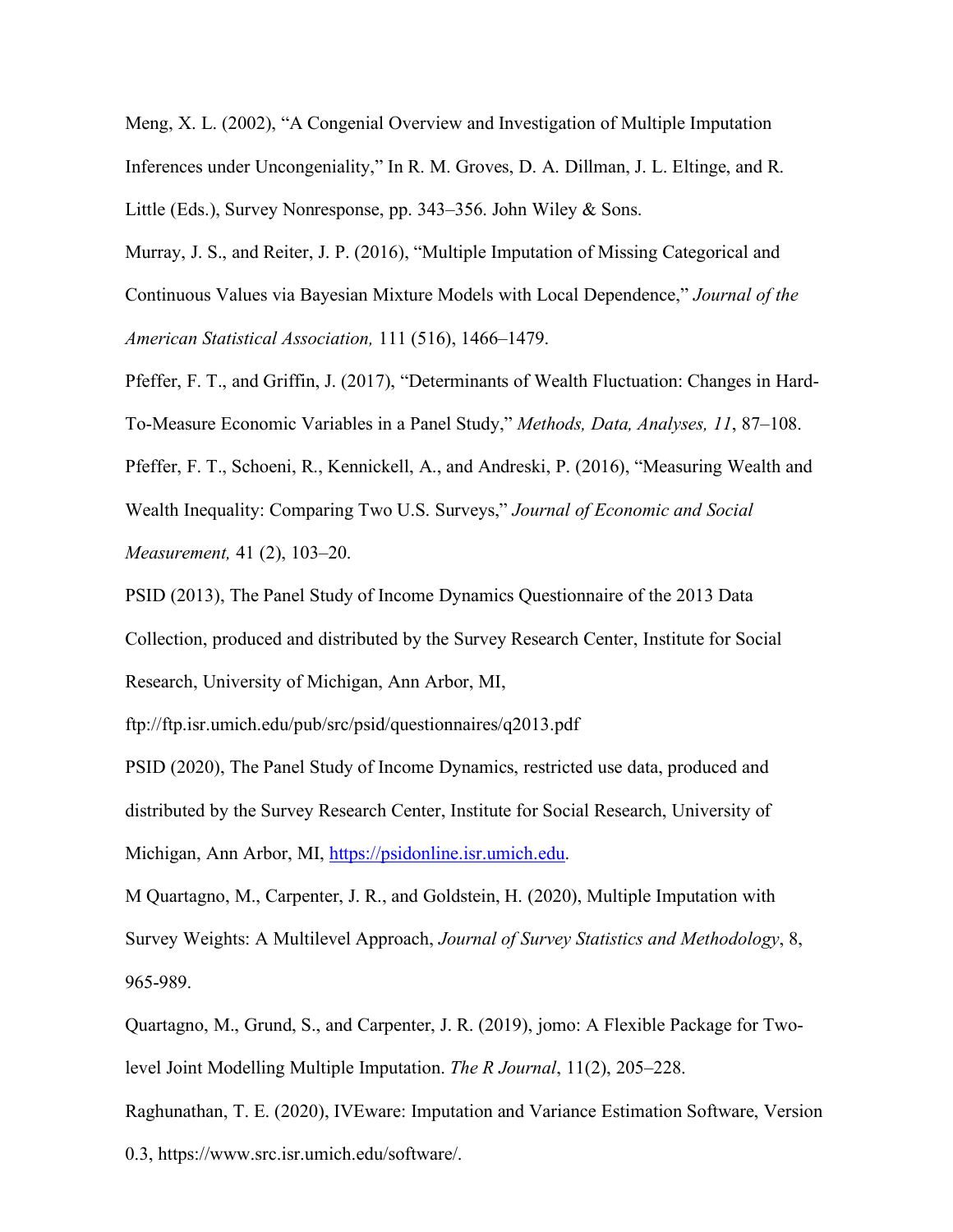Meng, X. L. (2002), "A Congenial Overview and Investigation of Multiple Imputation Inferences under Uncongeniality," In R. M. Groves, D. A. Dillman, J. L. Eltinge, and R. Little (Eds.), Survey Nonresponse, pp. 343–356. John Wiley & Sons.

Murray, J. S., and Reiter, J. P. (2016), "Multiple Imputation of Missing Categorical and Continuous Values via Bayesian Mixture Models with Local Dependence," *Journal of the American Statistical Association,* 111 (516), 1466–1479.

Pfeffer, F. T., and Griffin, J. (2017), "Determinants of Wealth Fluctuation: Changes in Hard-To-Measure Economic Variables in a Panel Study," *Methods, Data, Analyses, 11*, 87–108.

Pfeffer, F. T., Schoeni, R., Kennickell, A., and Andreski, P. (2016), "Measuring Wealth and Wealth Inequality: Comparing Two U.S. Surveys," *Journal of Economic and Social Measurement,* 41 (2), 103–20.

PSID (2013), The Panel Study of Income Dynamics Questionnaire of the 2013 Data Collection, produced and distributed by the Survey Research Center, Institute for Social Research, University of Michigan, Ann Arbor, MI, ftp://ftp.isr.umich.edu/pub/src/psid/questionnaires/q2013.pdf

PSID (2020), The Panel Study of Income Dynamics, restricted use data, produced and distributed by the Survey Research Center, Institute for Social Research, University of Michigan, Ann Arbor, MI, https://psidonline.isr.umich.edu.

M Quartagno, M., Carpenter, J. R., and Goldstein, H. (2020), Multiple Imputation with Survey Weights: A Multilevel Approach, *Journal of Survey Statistics and Methodology*, 8, 965-989.

Quartagno, M., Grund, S., and Carpenter, J. R. (2019), jomo: A Flexible Package for Two-level Joint Modelling Multiple Imputation. *The R Journal*, 11(2), 205–228.

Raghunathan, T. E. (2020), IVEware: Imputation and Variance Estimation Software, Version 0.3, https://www.src.isr.umich.edu/software/.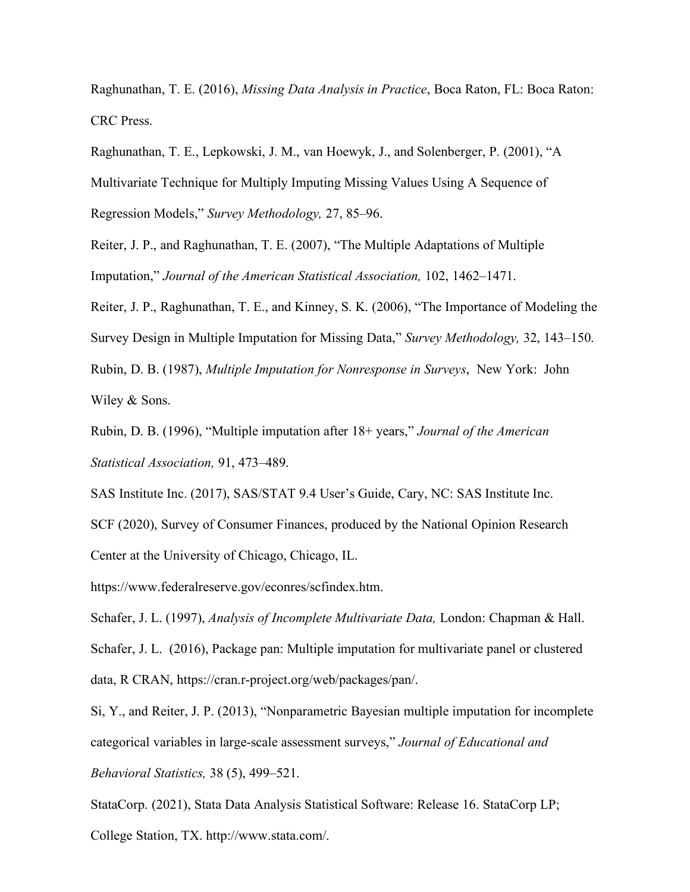Raghunathan, T. E. (2016), *Missing Data Analysis in Practice*, Boca Raton, FL: Boca Raton: CRC Press.

Raghunathan, T. E., Lepkowski, J. M., van Hoewyk, J., and Solenberger, P. (2001), "A Multivariate Technique for Multiply Imputing Missing Values Using A Sequence of Regression Models," *Survey Methodology,* 27, 85–96.

Reiter, J. P., and Raghunathan, T. E. (2007), "The Multiple Adaptations of Multiple Imputation," *Journal of the American Statistical Association,* 102, 1462–1471.

Reiter, J. P., Raghunathan, T. E., and Kinney, S. K. (2006), "The Importance of Modeling the Survey Design in Multiple Imputation for Missing Data," *Survey Methodology,* 32, 143–150.

Rubin, D. B. (1987), *Multiple Imputation for Nonresponse in Surveys*, New York: John Wiley & Sons.

Rubin, D. B. (1996), "Multiple imputation after 18+ years," *Journal of the American Statistical Association,* 91, 473–489.

SAS Institute Inc. (2017), SAS/STAT 9.4 User's Guide, Cary, NC: SAS Institute Inc.

SCF (2020), Survey of Consumer Finances, produced by the National Opinion Research Center at the University of Chicago, Chicago, IL. https://www.federalreserve.gov/econres/scfindex.htm.

Schafer, J. L. (1997), *Analysis of Incomplete Multivariate Data,* London: Chapman & Hall.

Schafer, J. L. (2016), Package pan: Multiple imputation for multivariate panel or clustered data, R CRAN, https://cran.r-project.org/web/packages/pan/.

Si, Y., and Reiter, J. P. (2013), "Nonparametric Bayesian multiple imputation for incomplete categorical variables in large-scale assessment surveys," *Journal of Educational and Behavioral Statistics,* 38 (5), 499–521.

StataCorp. (2021), Stata Data Analysis Statistical Software: Release 16. StataCorp LP; College Station, TX. http://www.stata.com/.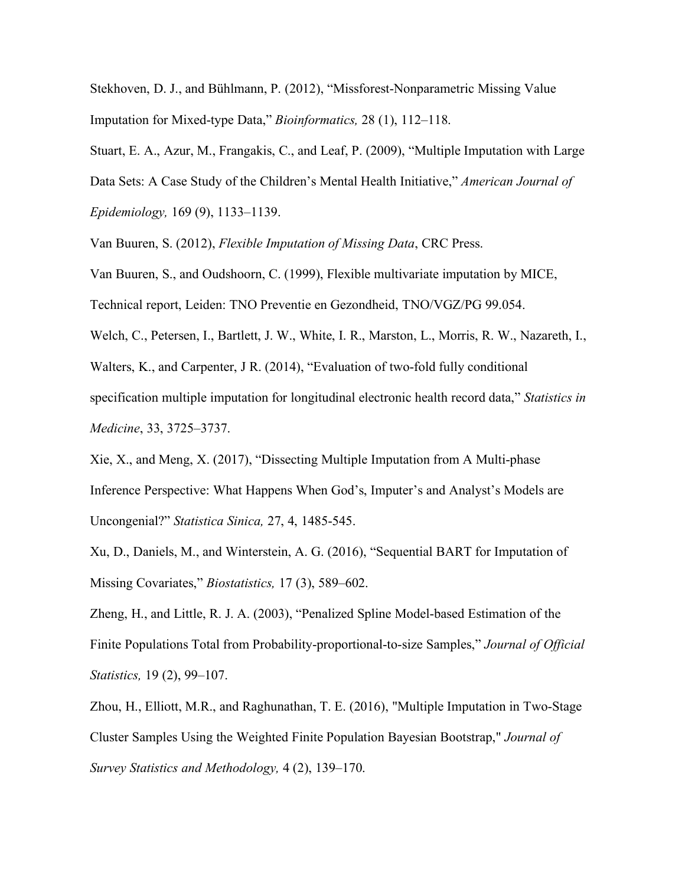Stekhoven, D. J., and Bühlmann, P. (2012), "Missforest-Nonparametric Missing Value Imputation for Mixed-type Data," *Bioinformatics,* 28 (1), 112–118.

Stuart, E. A., Azur, M., Frangakis, C., and Leaf, P. (2009), "Multiple Imputation with Large Data Sets: A Case Study of the Children's Mental Health Initiative," *American Journal of Epidemiology,* 169 (9), 1133–1139.

Van Buuren, S. (2012), *Flexible Imputation of Missing Data*, CRC Press.

Van Buuren, S., and Oudshoorn, C. (1999), Flexible multivariate imputation by MICE, Technical report, Leiden: TNO Preventie en Gezondheid, TNO/VGZ/PG 99.054.

Welch, C., Petersen, I., Bartlett, J. W., White, I. R., Marston, L., Morris, R. W., Nazareth, I., Walters, K., and Carpenter, J R. (2014), "Evaluation of two-fold fully conditional specification multiple imputation for longitudinal electronic health record data," *Statistics in Medicine*, 33, 3725–3737.

Xie, X., and Meng, X. (2017), "Dissecting Multiple Imputation from A Multi-phase Inference Perspective: What Happens When God's, Imputer's and Analyst's Models are Uncongenial?" *Statistica Sinica,* 27, 4, 1485-545.

Xu, D., Daniels, M., and Winterstein, A. G. (2016), "Sequential BART for Imputation of Missing Covariates," *Biostatistics,* 17 (3), 589–602.

Zheng, H., and Little, R. J. A. (2003), "Penalized Spline Model-based Estimation of the Finite Populations Total from Probability-proportional-to-size Samples," *Journal of Official Statistics,* 19 (2), 99–107.

Zhou, H., Elliott, M.R., and Raghunathan, T. E. (2016), "Multiple Imputation in Two-Stage Cluster Samples Using the Weighted Finite Population Bayesian Bootstrap," *Journal of Survey Statistics and Methodology,* 4 (2), 139–170.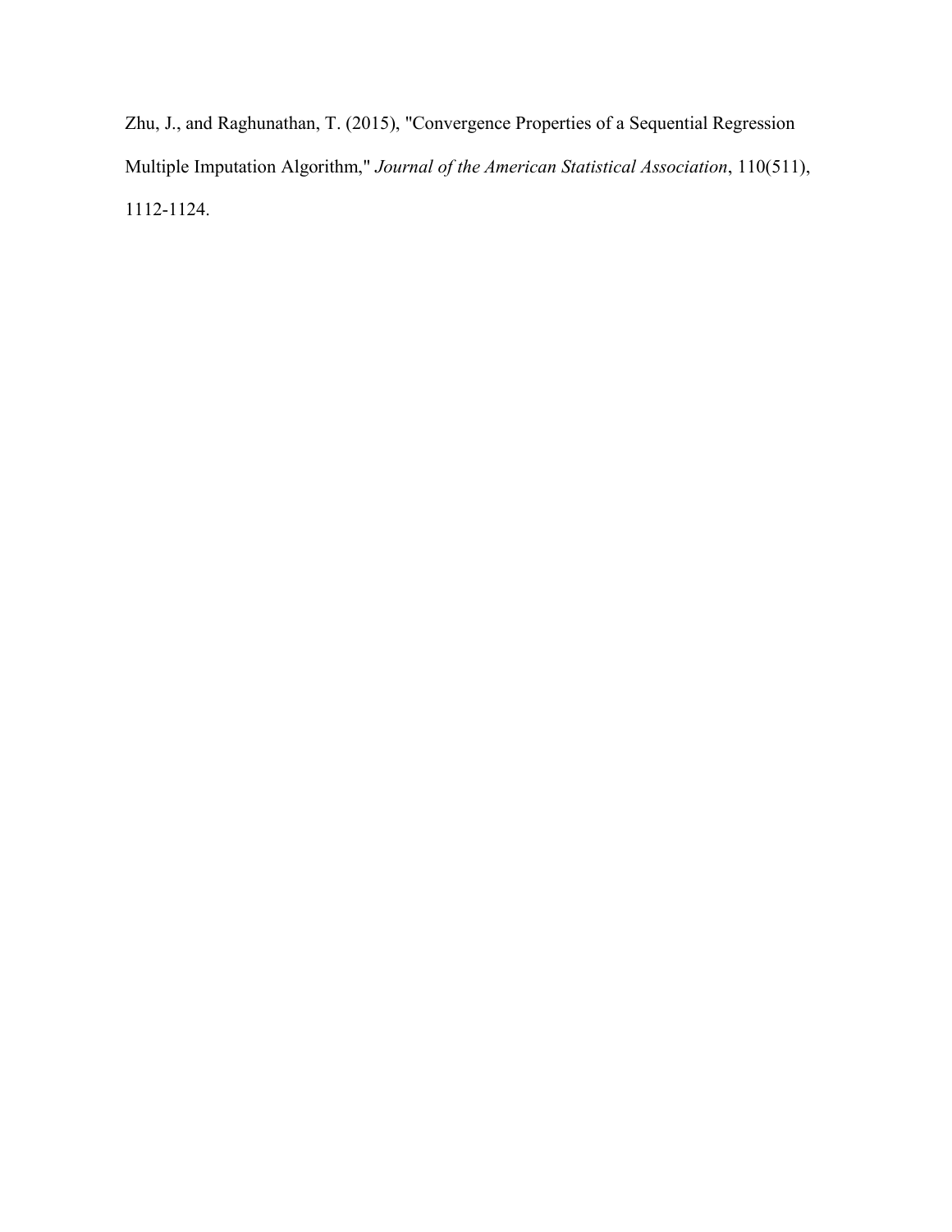Zhu, J., and Raghunathan, T. (2015), "Convergence Properties of a Sequential Regression Multiple Imputation Algorithm," *Journal of the American Statistical Association*, 110(511), 1112-1124.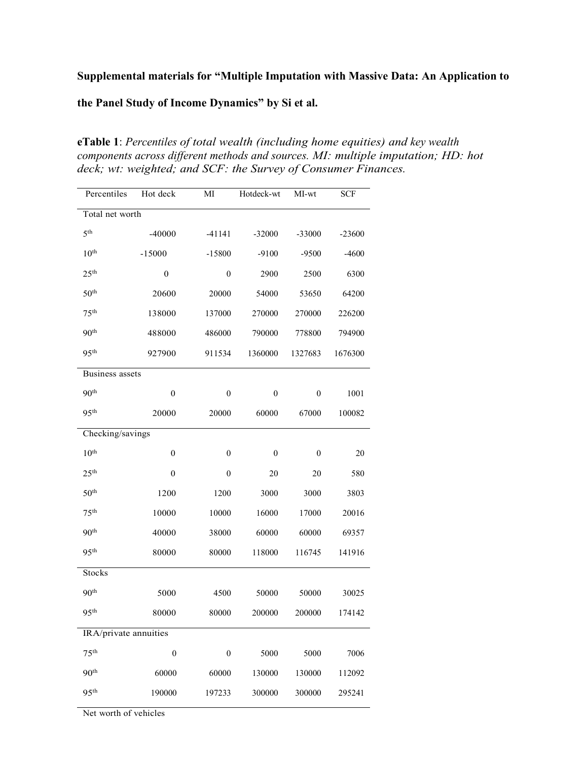**Supplemental materials for "Multiple Imputation with Massive Data: An Application to the Panel Study of Income Dynamics" by Si et al.**

**eTable 1**: *Percentiles of total wealth (including home equities) and key wealth components across different methods and sources. MI: multiple imputation; HD: hot deck; wt: weighted; and SCF: the Survey of Consumer Finances.*

| Percentiles | Hot deck | MI | Hotdeck-wt | MI-wt | SCF |
|---|---|---|---|---|---|
| Total net worth | | | | | |
| 5th | -40000 | -41141 | -32000 | -33000 | -23600 |
| 10th | -15000 | -15800 | -9100 | -9500 | -4600 |
| 25th | 0 | 0 | 2900 | 2500 | 6300 |
| 50th | 20600 | 20000 | 54000 | 53650 | 64200 |
| 75th | 138000 | 137000 | 270000 | 270000 | 226200 |
| 90th | 488000 | 486000 | 790000 | 778800 | 794900 |
| 95th | 927900 | 911534 | 1360000 | 1327683 | 1676300 |
| Business assets | | | | | |
| 90th | 0 | 0 | 0 | 0 | 1001 |
| 95th | 20000 | 20000 | 60000 | 67000 | 100082 |
| Checking/savings | | | | | |
| 10th | 0 | 0 | 0 | 0 | 20 |
| 25th | 0 | 0 | 20 | 20 | 580 |
| 50th | 1200 | 1200 | 3000 | 3000 | 3803 |
| 75th | 10000 | 10000 | 16000 | 17000 | 20016 |
| 90th | 40000 | 38000 | 60000 | 60000 | 69357 |
| 95th | 80000 | 80000 | 118000 | 116745 | 141916 |
| Stocks | | | | | |
| 90th | 5000 | 4500 | 50000 | 50000 | 30025 |
| 95th | 80000 | 80000 | 200000 | 200000 | 174142 |
| IRA/private annuities | | | | | |
| 75th | 0 | 0 | 5000 | 5000 | 7006 |
| 90th | 60000 | 60000 | 130000 | 130000 | 112092 |
| 95th | 190000 | 197233 | 300000 | 300000 | 295241 |
| Net worth of vehicles | | | | | |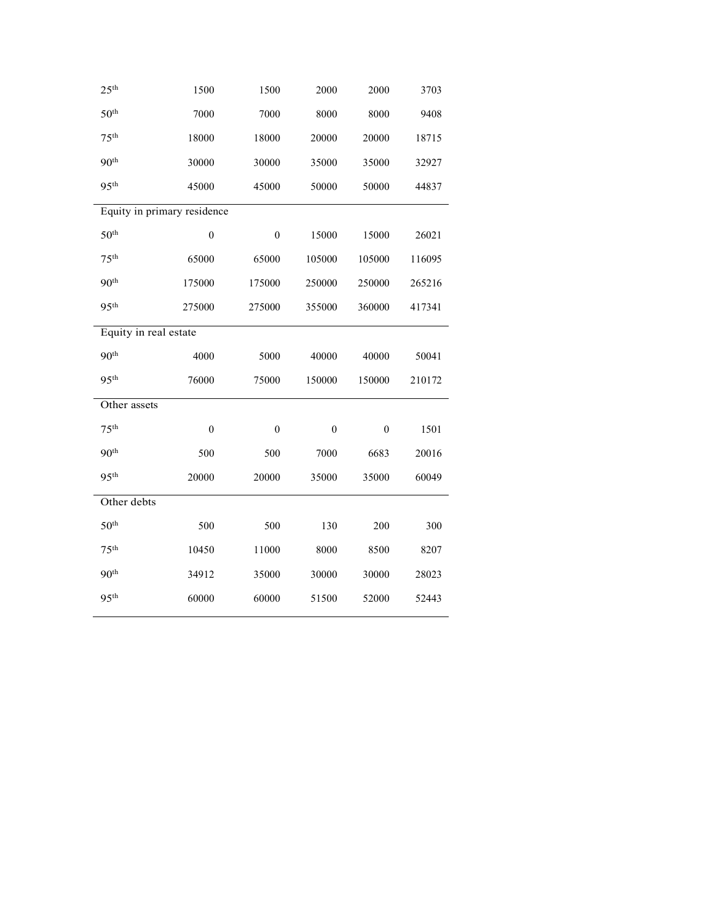| | | | | | |
|---|---|---|---|---|---|
| 25th | 1500 | 1500 | 2000 | 2000 | 3703 |
| 50th | 7000 | 7000 | 8000 | 8000 | 9408 |
| 75th | 18000 | 18000 | 20000 | 20000 | 18715 |
| 90th | 30000 | 30000 | 35000 | 35000 | 32927 |
| 95th | 45000 | 45000 | 50000 | 50000 | 44837 |
| Equity in primary residence | | | | | |
| 50th | 0 | 0 | 15000 | 15000 | 26021 |
| 75th | 65000 | 65000 | 105000 | 105000 | 116095 |
| 90th | 175000 | 175000 | 250000 | 250000 | 265216 |
| 95th | 275000 | 275000 | 355000 | 360000 | 417341 |
| Equity in real estate | | | | | |
| 90th | 4000 | 5000 | 40000 | 40000 | 50041 |
| 95th | 76000 | 75000 | 150000 | 150000 | 210172 |
| Other assets | | | | | |
| 75th | 0 | 0 | 0 | 0 | 1501 |
| 90th | 500 | 500 | 7000 | 6683 | 20016 |
| 95th | 20000 | 20000 | 35000 | 35000 | 60049 |
| Other debts | | | | | |
| 50th | 500 | 500 | 130 | 200 | 300 |
| 75th | 10450 | 11000 | 8000 | 8500 | 8207 |
| 90th | 34912 | 35000 | 30000 | 30000 | 28023 |
| 95th | 60000 | 60000 | 51500 | 52000 | 52443 |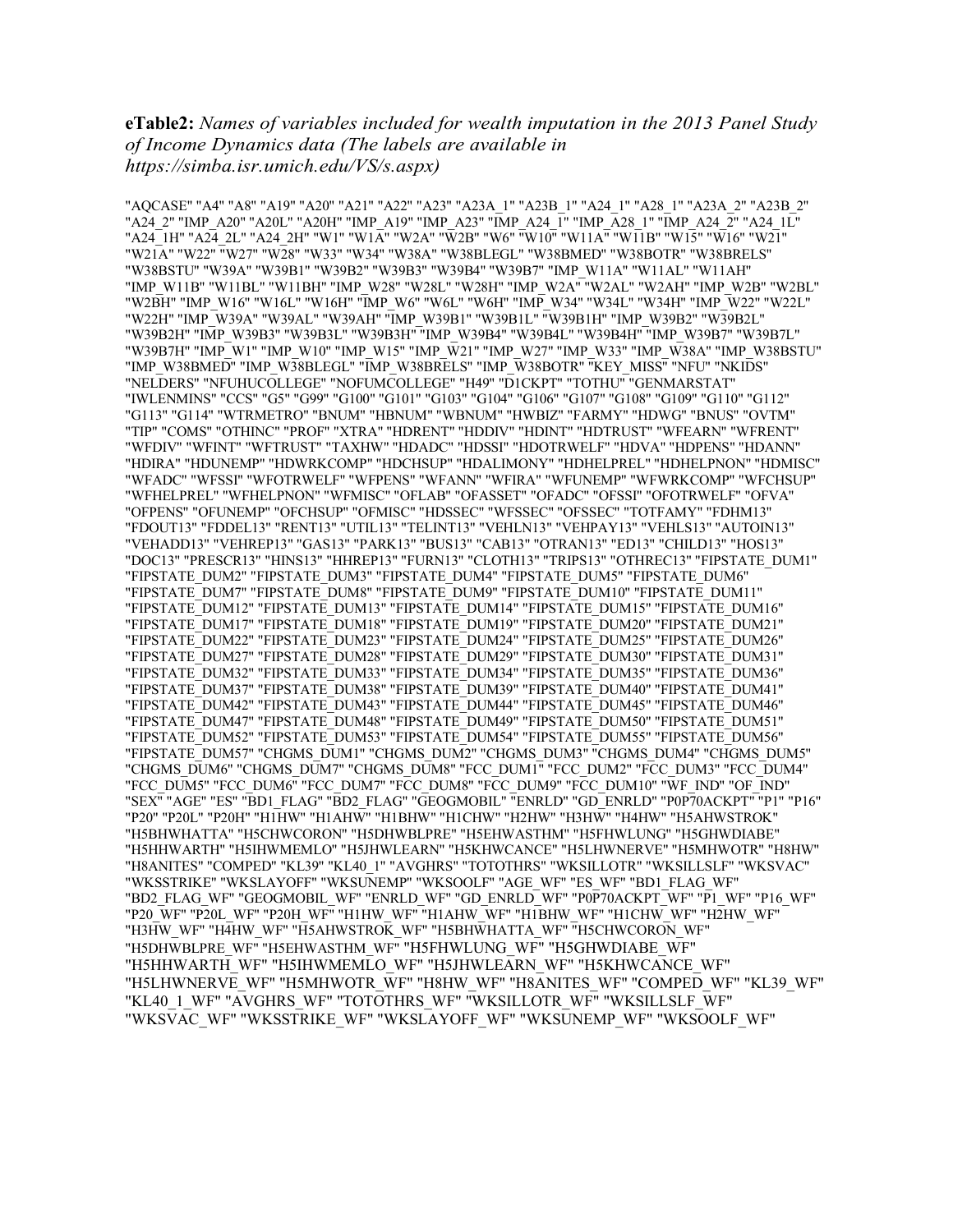**eTable2:** *Names of variables included for wealth imputation in the 2013 Panel Study of Income Dynamics data (The labels are available in https://simba.isr.umich.edu/VS/s.aspx)*

"AQCASE" "A4" "A8" "A19" "A20" "A21" "A22" "A23" "A23A_1" "A23B_1" "A24_1" "A28_1" "A23A_2" "A23B_2" "A24_2" "IMP_A20" "A20L" "A20H" "IMP_A19" "IMP_A23" "IMP_A24_1" "IMP_A28_1" "IMP_A24_2" "A24_1L" "A24_1H" "A24_2L" "A24_2H" "W1" "W1A" "W2A" "W2B" "W6" "W10" "W11A" "W11B" "W15" "W16" "W21" "W21A" "W22" "W27" "W28" "W33" "W34" "W38A" "W38BLEGL" "W38BMED" "W38BOTR" "W38BRELS" "W38BSTU" "W39A" "W39B1" "W39B2" "W39B3" "W39B4" "W39B7" "IMP_W11A" "W11AL" "W11AH" "IMP_W11B" "W11BL" "W11BH" "IMP_W28" "W28L" "W28H" "IMP_W2A" "W2AL" "W2AH" "IMP_W2B" "W2BL" "W2BH" "IMP_W16" "W16L" "W16H" "IMP_W6" "W6L" "W6H" "IMP_W34" "W34L" "W34H" "IMP_W22" "W22L" "W22H" "IMP_W39A" "W39AL" "W39AH" "IMP_W39B1" "W39B1L" "W39B1H" "IMP_W39B2" "W39B2L" "W39B2H" "IMP_W39B3" "W39B3L" "W39B3H" "IMP_W39B4" "W39B4L" "W39B4H" "IMP_W39B7" "W39B7L" "W39B7H" "IMP_W1" "IMP_W10" "IMP_W15" "IMP_W21" "IMP_W27" "IMP_W33" "IMP_W38A" "IMP_W38BSTU" "IMP_W38BMED" "IMP_W38BLEGL" "IMP_W38BRELS" "IMP_W38BOTR" "KEY_MISS" "NFU" "NKIDS" "NELDERS" "NFUHUCOLLEGE" "NOFUMCOLLEGE" "H49" "D1CKPT" "TOTHU" "GENMARSTAT" "IWLENMINS" "CCS" "G5" "G99" "G100" "G101" "G103" "G104" "G106" "G107" "G108" "G109" "G110" "G112" "G113" "G114" "WTRMETRO" "BNUM" "HBNUM" "WBNUM" "HWBIZ" "FARMY" "HDWG" "BNUS" "OVTM" "TIP" "COMS" "OTHINC" "PROF" "XTRA" "HDRENT" "HDDIV" "HDINT" "HDTRUST" "WFEARN" "WFRENT" "WFDIV" "WFINT" "WFTRUST" "TAXHW" "HDADC" "HDSSI" "HDOTRWELF" "HDVA" "HDPENS" "HDANN" "HDIRA" "HDUNEMP" "HDWRKCOMP" "HDCHSUP" "HDALIMONY" "HDHELPREL" "HDHELPNON" "HDMISC" "WFADC" "WFSSI" "WFOTRWELF" "WFPENS" "WFANN" "WFIRA" "WFUNEMP" "WFWRKCOMP" "WFCHSUP" "WFHELPREL" "WFHELPNON" "WFMISC" "OFLAB" "OFASSET" "OFADC" "OFSSI" "OFOTRWELF" "OFVA" "OFPENS" "OFUNEMP" "OFCHSUP" "OFMISC" "HDSSEC" "WFSSEC" "OFSSEC" "TOTFAMY" "FDHM13" "FDOUT13" "FDDEL13" "RENT13" "UTIL13" "TELINT13" "VEHLN13" "VEHPAY13" "VEHLS13" "AUTOIN13" "VEHADD13" "VEHREP13" "GAS13" "PARK13" "BUS13" "CAB13" "OTRAN13" "ED13" "CHILD13" "HOS13" "DOC13" "PRESCR13" "HINS13" "HHREP13" "FURN13" "CLOTH13" "TRIPS13" "OTHREC13" "FIPSTATE_DUM1" "FIPSTATE_DUM2" "FIPSTATE_DUM3" "FIPSTATE_DUM4" "FIPSTATE_DUM5" "FIPSTATE_DUM6" "FIPSTATE_DUM7" "FIPSTATE_DUM8" "FIPSTATE_DUM9" "FIPSTATE_DUM10" "FIPSTATE_DUM11" "FIPSTATE_DUM12" "FIPSTATE_DUM13" "FIPSTATE_DUM14" "FIPSTATE_DUM15" "FIPSTATE_DUM16" "FIPSTATE_DUM17" "FIPSTATE_DUM18" "FIPSTATE_DUM19" "FIPSTATE_DUM20" "FIPSTATE_DUM21" "FIPSTATE_DUM22" "FIPSTATE_DUM23" "FIPSTATE_DUM24" "FIPSTATE_DUM25" "FIPSTATE_DUM26" "FIPSTATE_DUM27" "FIPSTATE_DUM28" "FIPSTATE_DUM29" "FIPSTATE_DUM30" "FIPSTATE_DUM31" "FIPSTATE_DUM32" "FIPSTATE_DUM33" "FIPSTATE_DUM34" "FIPSTATE_DUM35" "FIPSTATE_DUM36" "FIPSTATE_DUM37" "FIPSTATE_DUM38" "FIPSTATE_DUM39" "FIPSTATE_DUM40" "FIPSTATE_DUM41" "FIPSTATE_DUM42" "FIPSTATE_DUM43" "FIPSTATE_DUM44" "FIPSTATE_DUM45" "FIPSTATE_DUM46" "FIPSTATE_DUM47" "FIPSTATE_DUM48" "FIPSTATE_DUM49" "FIPSTATE_DUM50" "FIPSTATE_DUM51" "FIPSTATE_DUM52" "FIPSTATE_DUM53" "FIPSTATE_DUM54" "FIPSTATE_DUM55" "FIPSTATE_DUM56" "FIPSTATE_DUM57" "CHGMS_DUM1" "CHGMS_DUM2" "CHGMS_DUM3" "CHGMS_DUM4" "CHGMS_DUM5" "CHGMS_DUM6" "CHGMS_DUM7" "CHGMS_DUM8" "FCC_DUM1" "FCC_DUM2" "FCC_DUM3" "FCC_DUM4" "FCC_DUM5" "FCC_DUM6" "FCC_DUM7" "FCC_DUM8" "FCC_DUM9" "FCC_DUM10" "WF_IND" "OF_IND" "SEX" "AGE" "ES" "BD1_FLAG" "BD2_FLAG" "GEOGMOBIL" "ENRLD" "GD_ENRLD" "P0P70ACKPT" "P1" "P16" "P20" "P20L" "P20H" "H1HW" "H1AHW" "H1BHW" "H1CHW" "H2HW" "H3HW" "H4HW" "H5AHWSTROK" "H5BHWHATTA" "H5CHWCORON" "H5DHWBLPRE" "H5EHWASTHM" "H5FHWLUNG" "H5GHWDIABE" "H5HHWARTH" "H5IHWMEMLO" "H5JHWLEARN" "H5KHWCANCE" "H5LHWNERVE" "H5MHWOTR" "H8HW" "H8ANITES" "COMPED" "KL39" "KL40_1" "AVGHRS" "TOTOTHRS" "WKSILLOTR" "WKSILLSLF" "WKSVAC" "WKSSTRIKE" "WKSLAYOFF" "WKSUNEMP" "WKSOOLF" "AGE_WF" "ES_WF" "BD1_FLAG_WF" "BD2_FLAG_WF" "GEOGMOBIL_WF" "ENRLD_WF" "GD_ENRLD_WF" "P0P70ACKPT_WF" "P1_WF" "P16_WF" "P20_WF" "P20L_WF" "P20H_WF" "H1HW_WF" "H1AHW_WF" "H1BHW_WF" "H1CHW_WF" "H2HW_WF" "H3HW_WF" "H4HW_WF" "H5AHWSTROK_WF" "H5BHWHATTA_WF" "H5CHWCORON_WF" "H5DHWBLPRE_WF" "H5EHWASTHM_WF" "H5FHWLUNG_WF" "H5GHWDIABE_WF" "H5HHWARTH_WF" "H5IHWMEMLO_WF" "H5JHWLEARN_WF" "H5KHWCANCE_WF" "H5LHWNERVE_WF" "H5MHWOTR_WF" "H8HW_WF" "H8ANITES_WF" "COMPED_WF" "KL39_WF" "KL40_1_WF" "AVGHRS_WF" "TOTOTHRS_WF" "WKSILLOTR_WF" "WKSILLSLF_WF" "WKSVAC_WF" "WKSSTRIKE_WF" "WKSLAYOFF_WF" "WKSUNEMP_WF" "WKSOOLF_WF"